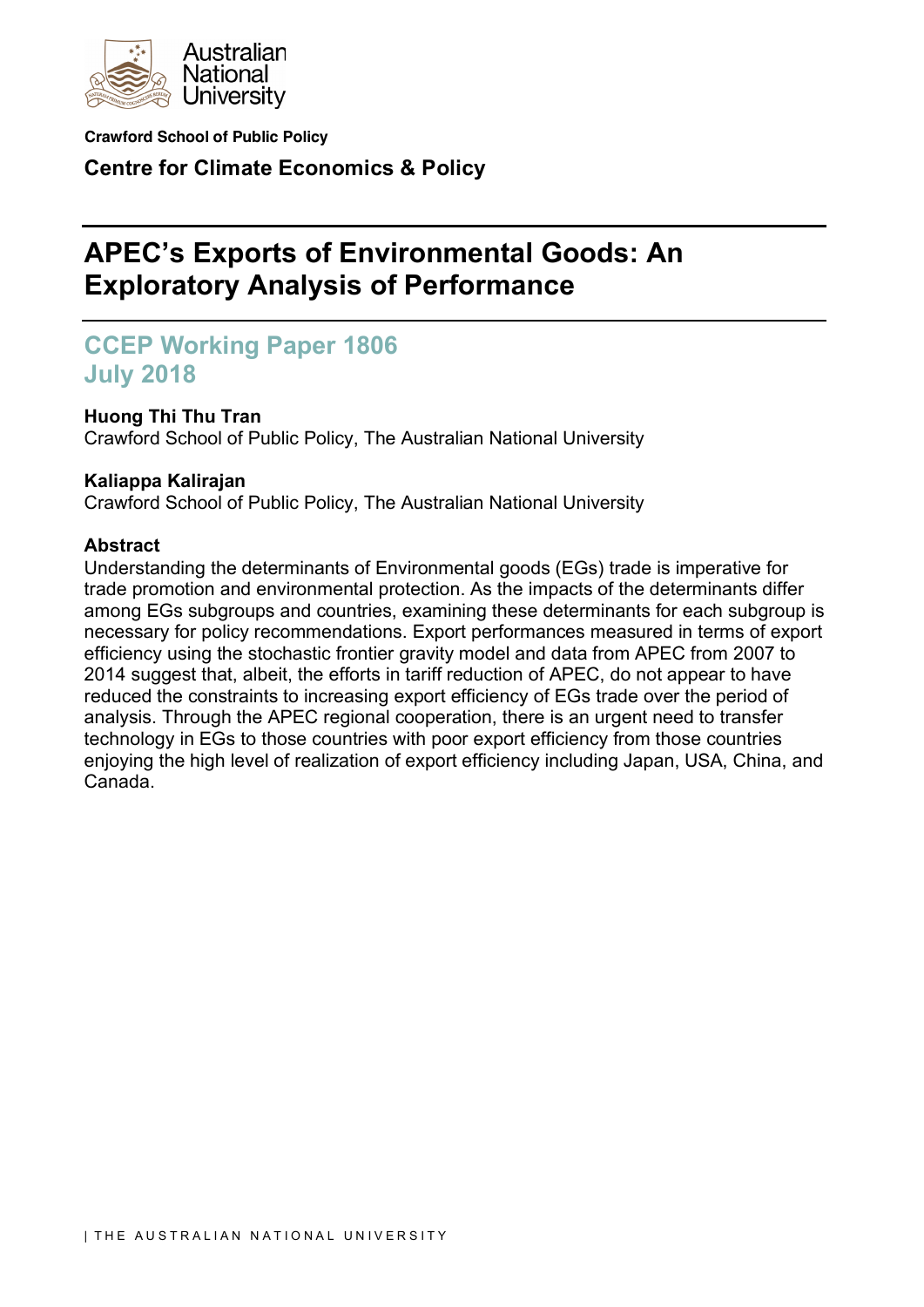Australian National University

**Crawford School of Public Policy**

**Centre for Climate Economics & Policy**

# APEC's Exports of Environmental Goods: An Exploratory Analysis of Performance

## CCEP Working Paper 1806
## July 2018

**Huong Thi Thu Tran**
Crawford School of Public Policy, The Australian National University

**Kaliappa Kalirajan**
Crawford School of Public Policy, The Australian National University

**Abstract**

Understanding the determinants of Environmental goods (EGs) trade is imperative for trade promotion and environmental protection. As the impacts of the determinants differ among EGs subgroups and countries, examining these determinants for each subgroup is necessary for policy recommendations. Export performances measured in terms of export efficiency using the stochastic frontier gravity model and data from APEC from 2007 to 2014 suggest that, albeit, the efforts in tariff reduction of APEC, do not appear to have reduced the constraints to increasing export efficiency of EGs trade over the period of analysis. Through the APEC regional cooperation, there is an urgent need to transfer technology in EGs to those countries with poor export efficiency from those countries enjoying the high level of realization of export efficiency including Japan, USA, China, and Canada.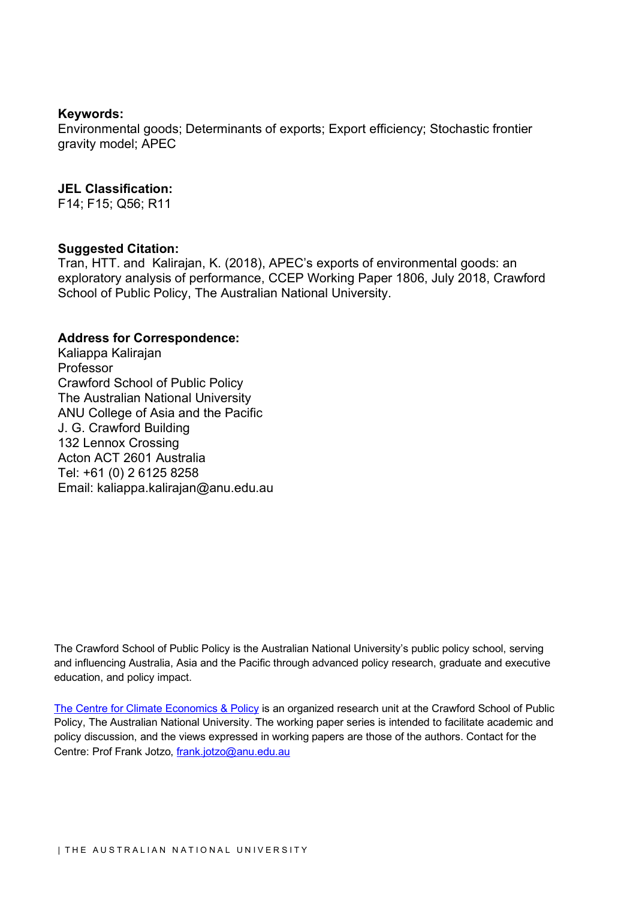**Keywords:**
Environmental goods; Determinants of exports; Export efficiency; Stochastic frontier gravity model; APEC

**JEL Classification:**
F14; F15; Q56; R11

**Suggested Citation:**
Tran, HTT. and Kalirajan, K. (2018), APEC's exports of environmental goods: an exploratory analysis of performance, CCEP Working Paper 1806, July 2018, Crawford School of Public Policy, The Australian National University.

**Address for Correspondence:**
Kaliappa Kalirajan
Professor
Crawford School of Public Policy
The Australian National University
ANU College of Asia and the Pacific
J. G. Crawford Building
132 Lennox Crossing
Acton ACT 2601 Australia
Tel: +61 (0) 2 6125 8258
Email: kaliappa.kalirajan@anu.edu.au

The Crawford School of Public Policy is the Australian National University's public policy school, serving and influencing Australia, Asia and the Pacific through advanced policy research, graduate and executive education, and policy impact.

The Centre for Climate Economics & Policy is an organized research unit at the Crawford School of Public Policy, The Australian National University. The working paper series is intended to facilitate academic and policy discussion, and the views expressed in working papers are those of the authors. Contact for the Centre: Prof Frank Jotzo, frank.jotzo@anu.edu.au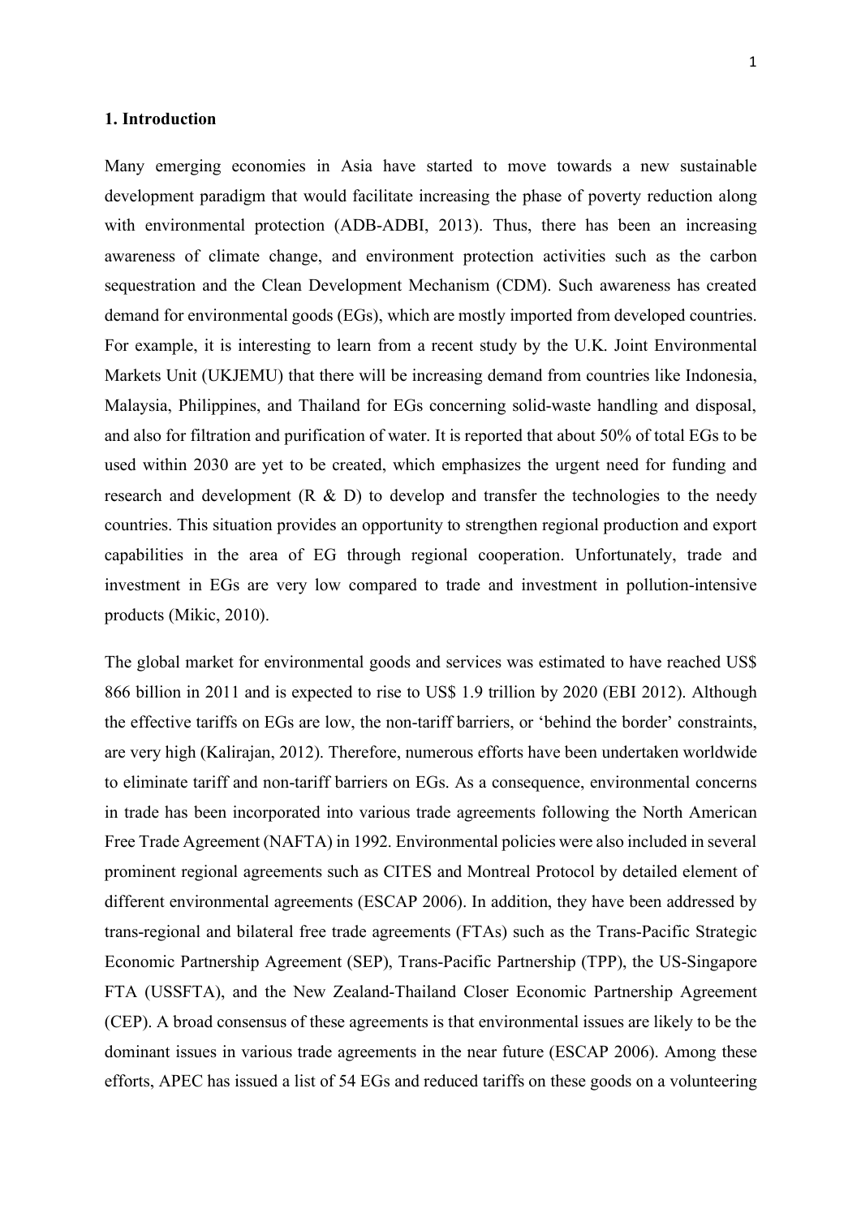## 1. Introduction

Many emerging economies in Asia have started to move towards a new sustainable development paradigm that would facilitate increasing the phase of poverty reduction along with environmental protection (ADB-ADBI, 2013). Thus, there has been an increasing awareness of climate change, and environment protection activities such as the carbon sequestration and the Clean Development Mechanism (CDM). Such awareness has created demand for environmental goods (EGs), which are mostly imported from developed countries. For example, it is interesting to learn from a recent study by the U.K. Joint Environmental Markets Unit (UKJEMU) that there will be increasing demand from countries like Indonesia, Malaysia, Philippines, and Thailand for EGs concerning solid-waste handling and disposal, and also for filtration and purification of water. It is reported that about 50% of total EGs to be used within 2030 are yet to be created, which emphasizes the urgent need for funding and research and development (R & D) to develop and transfer the technologies to the needy countries. This situation provides an opportunity to strengthen regional production and export capabilities in the area of EG through regional cooperation. Unfortunately, trade and investment in EGs are very low compared to trade and investment in pollution-intensive products (Mikic, 2010).

The global market for environmental goods and services was estimated to have reached US$ 866 billion in 2011 and is expected to rise to US$ 1.9 trillion by 2020 (EBI 2012). Although the effective tariffs on EGs are low, the non-tariff barriers, or 'behind the border' constraints, are very high (Kalirajan, 2012). Therefore, numerous efforts have been undertaken worldwide to eliminate tariff and non-tariff barriers on EGs. As a consequence, environmental concerns in trade has been incorporated into various trade agreements following the North American Free Trade Agreement (NAFTA) in 1992. Environmental policies were also included in several prominent regional agreements such as CITES and Montreal Protocol by detailed element of different environmental agreements (ESCAP 2006). In addition, they have been addressed by trans-regional and bilateral free trade agreements (FTAs) such as the Trans-Pacific Strategic Economic Partnership Agreement (SEP), Trans-Pacific Partnership (TPP), the US-Singapore FTA (USSFTA), and the New Zealand-Thailand Closer Economic Partnership Agreement (CEP). A broad consensus of these agreements is that environmental issues are likely to be the dominant issues in various trade agreements in the near future (ESCAP 2006). Among these efforts, APEC has issued a list of 54 EGs and reduced tariffs on these goods on a volunteering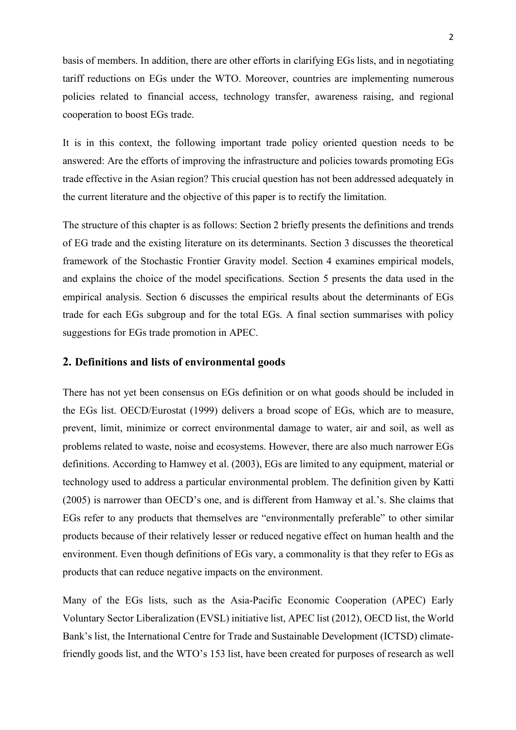basis of members. In addition, there are other efforts in clarifying EGs lists, and in negotiating tariff reductions on EGs under the WTO. Moreover, countries are implementing numerous policies related to financial access, technology transfer, awareness raising, and regional cooperation to boost EGs trade.

It is in this context, the following important trade policy oriented question needs to be answered: Are the efforts of improving the infrastructure and policies towards promoting EGs trade effective in the Asian region? This crucial question has not been addressed adequately in the current literature and the objective of this paper is to rectify the limitation.

The structure of this chapter is as follows: Section 2 briefly presents the definitions and trends of EG trade and the existing literature on its determinants. Section 3 discusses the theoretical framework of the Stochastic Frontier Gravity model. Section 4 examines empirical models, and explains the choice of the model specifications. Section 5 presents the data used in the empirical analysis. Section 6 discusses the empirical results about the determinants of EGs trade for each EGs subgroup and for the total EGs. A final section summarises with policy suggestions for EGs trade promotion in APEC.

## 2. Definitions and lists of environmental goods

There has not yet been consensus on EGs definition or on what goods should be included in the EGs list. OECD/Eurostat (1999) delivers a broad scope of EGs, which are to measure, prevent, limit, minimize or correct environmental damage to water, air and soil, as well as problems related to waste, noise and ecosystems. However, there are also much narrower EGs definitions. According to Hamwey et al. (2003), EGs are limited to any equipment, material or technology used to address a particular environmental problem. The definition given by Katti (2005) is narrower than OECD's one, and is different from Hamway et al.'s. She claims that EGs refer to any products that themselves are "environmentally preferable" to other similar products because of their relatively lesser or reduced negative effect on human health and the environment. Even though definitions of EGs vary, a commonality is that they refer to EGs as products that can reduce negative impacts on the environment.

Many of the EGs lists, such as the Asia-Pacific Economic Cooperation (APEC) Early Voluntary Sector Liberalization (EVSL) initiative list, APEC list (2012), OECD list, the World Bank's list, the International Centre for Trade and Sustainable Development (ICTSD) climate-friendly goods list, and the WTO's 153 list, have been created for purposes of research as well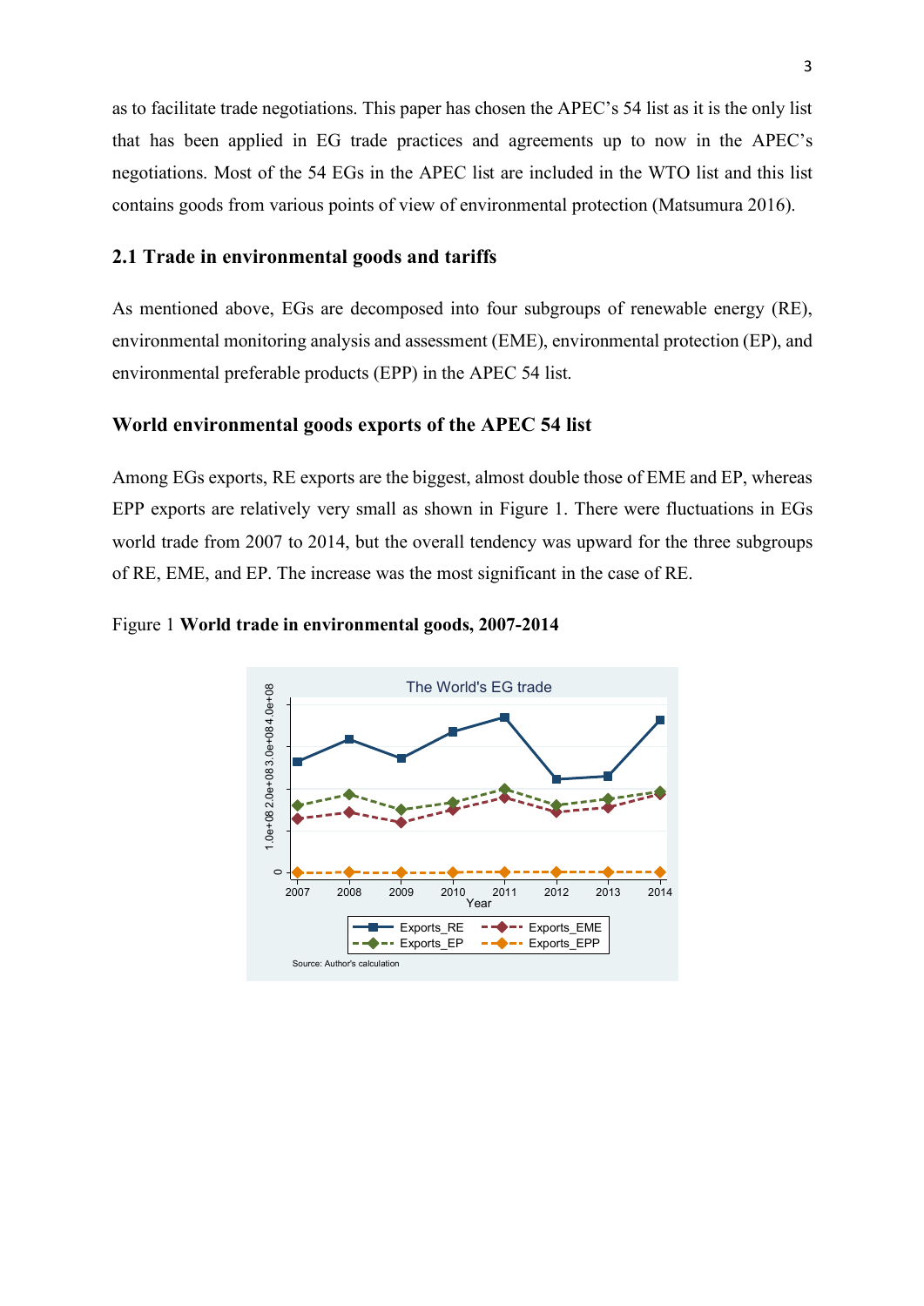as to facilitate trade negotiations. This paper has chosen the APEC's 54 list as it is the only list that has been applied in EG trade practices and agreements up to now in the APEC's negotiations. Most of the 54 EGs in the APEC list are included in the WTO list and this list contains goods from various points of view of environmental protection (Matsumura 2016).

## 2.1 Trade in environmental goods and tariffs

As mentioned above, EGs are decomposed into four subgroups of renewable energy (RE), environmental monitoring analysis and assessment (EME), environmental protection (EP), and environmental preferable products (EPP) in the APEC 54 list.

### World environmental goods exports of the APEC 54 list

Among EGs exports, RE exports are the biggest, almost double those of EME and EP, whereas EPP exports are relatively very small as shown in Figure 1. There were fluctuations in EGs world trade from 2007 to 2014, but the overall tendency was upward for the three subgroups of RE, EME, and EP. The increase was the most significant in the case of RE.

Figure 1 **World trade in environmental goods, 2007-2014**

The World's EG trade

Source: Author's calculation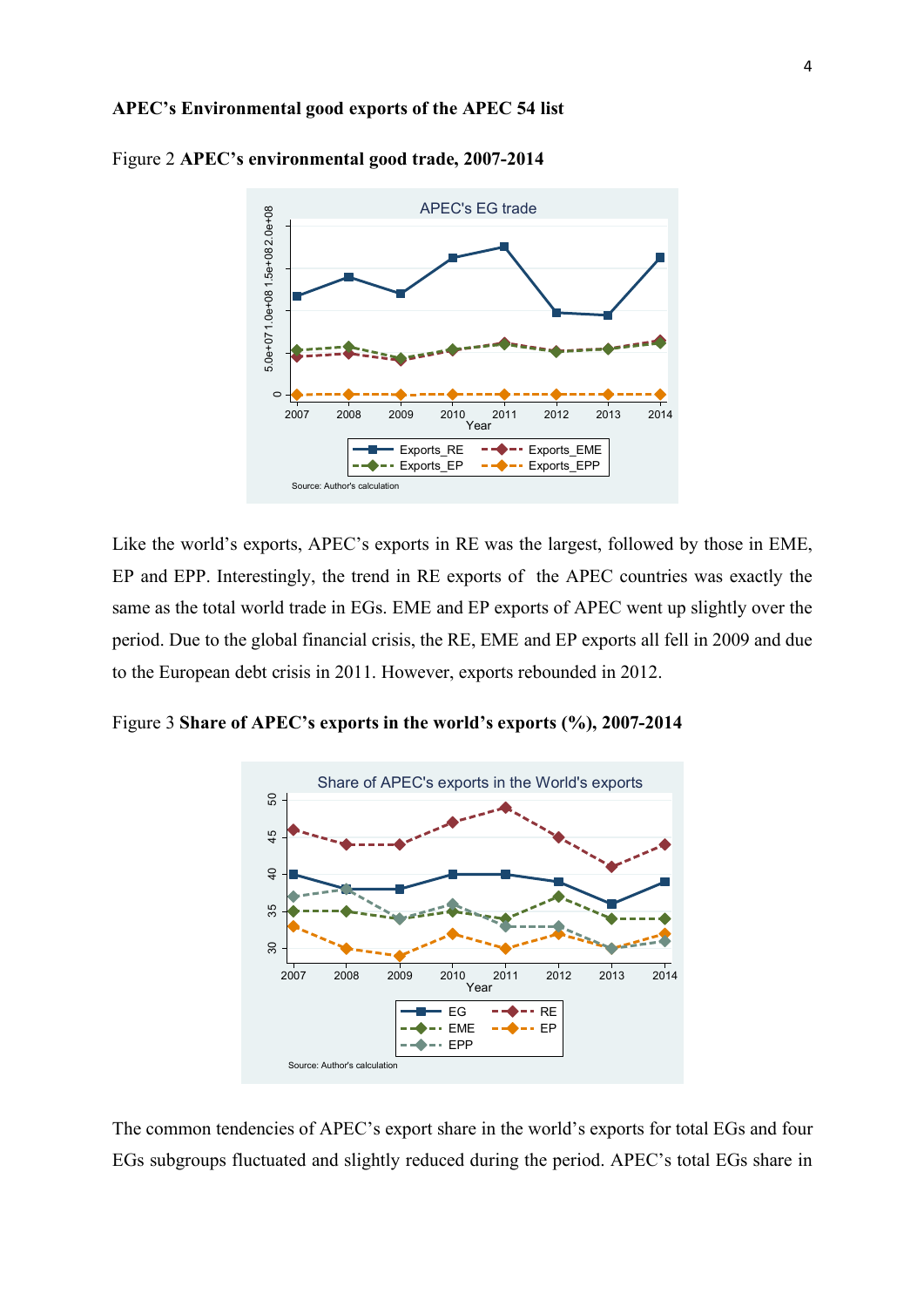**APEC's Environmental good exports of the APEC 54 list**

Figure 2 **APEC's environmental good trade, 2007-2014**

Like the world's exports, APEC's exports in RE was the largest, followed by those in EME, EP and EPP. Interestingly, the trend in RE exports of the APEC countries was exactly the same as the total world trade in EGs. EME and EP exports of APEC went up slightly over the period. Due to the global financial crisis, the RE, EME and EP exports all fell in 2009 and due to the European debt crisis in 2011. However, exports rebounded in 2012.

Figure 3 **Share of APEC's exports in the world's exports (%), 2007-2014**

The common tendencies of APEC's export share in the world's exports for total EGs and four EGs subgroups fluctuated and slightly reduced during the period. APEC's total EGs share in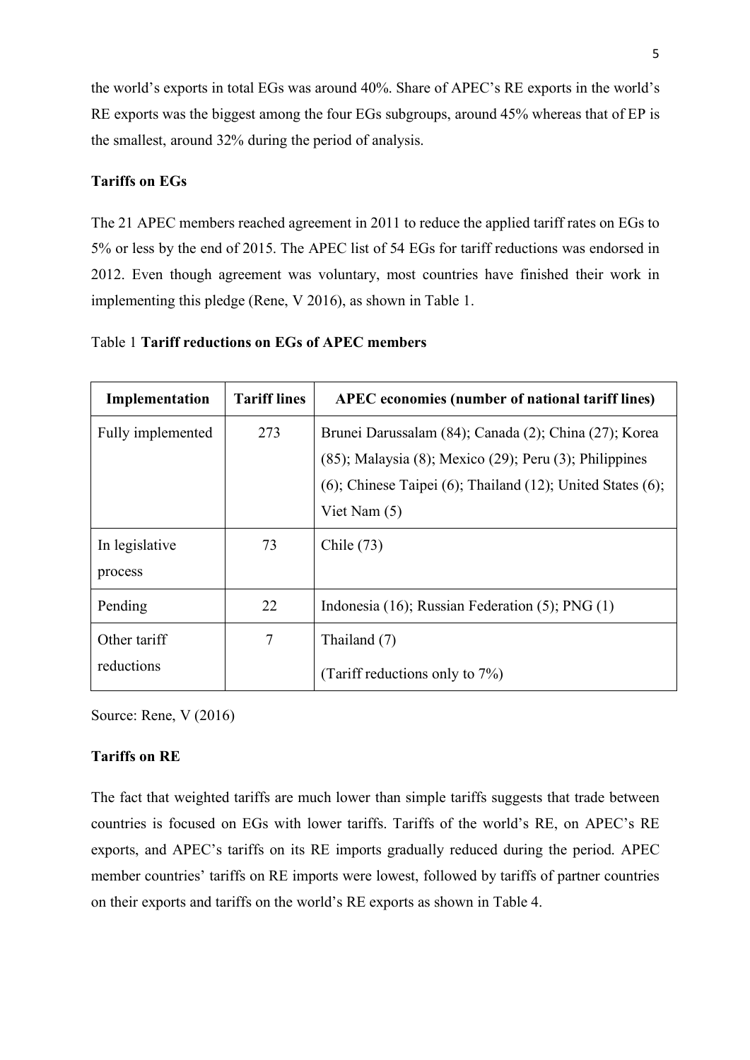the world's exports in total EGs was around 40%. Share of APEC's RE exports in the world's RE exports was the biggest among the four EGs subgroups, around 45% whereas that of EP is the smallest, around 32% during the period of analysis.

**Tariffs on EGs**

The 21 APEC members reached agreement in 2011 to reduce the applied tariff rates on EGs to 5% or less by the end of 2015. The APEC list of 54 EGs for tariff reductions was endorsed in 2012. Even though agreement was voluntary, most countries have finished their work in implementing this pledge (Rene, V 2016), as shown in Table 1.

Table 1 **Tariff reductions on EGs of APEC members**

| Implementation | Tariff lines | APEC economies (number of national tariff lines) |
|---|---|---|
| Fully implemented | 273 | Brunei Darussalam (84); Canada (2); China (27); Korea (85); Malaysia (8); Mexico (29); Peru (3); Philippines (6); Chinese Taipei (6); Thailand (12); United States (6); Viet Nam (5) |
| In legislative process | 73 | Chile (73) |
| Pending | 22 | Indonesia (16); Russian Federation (5); PNG (1) |
| Other tariff reductions | 7 | Thailand (7) (Tariff reductions only to 7%) |

Source: Rene, V (2016)

**Tariffs on RE**

The fact that weighted tariffs are much lower than simple tariffs suggests that trade between countries is focused on EGs with lower tariffs. Tariffs of the world's RE, on APEC's RE exports, and APEC's tariffs on its RE imports gradually reduced during the period. APEC member countries' tariffs on RE imports were lowest, followed by tariffs of partner countries on their exports and tariffs on the world's RE exports as shown in Table 4.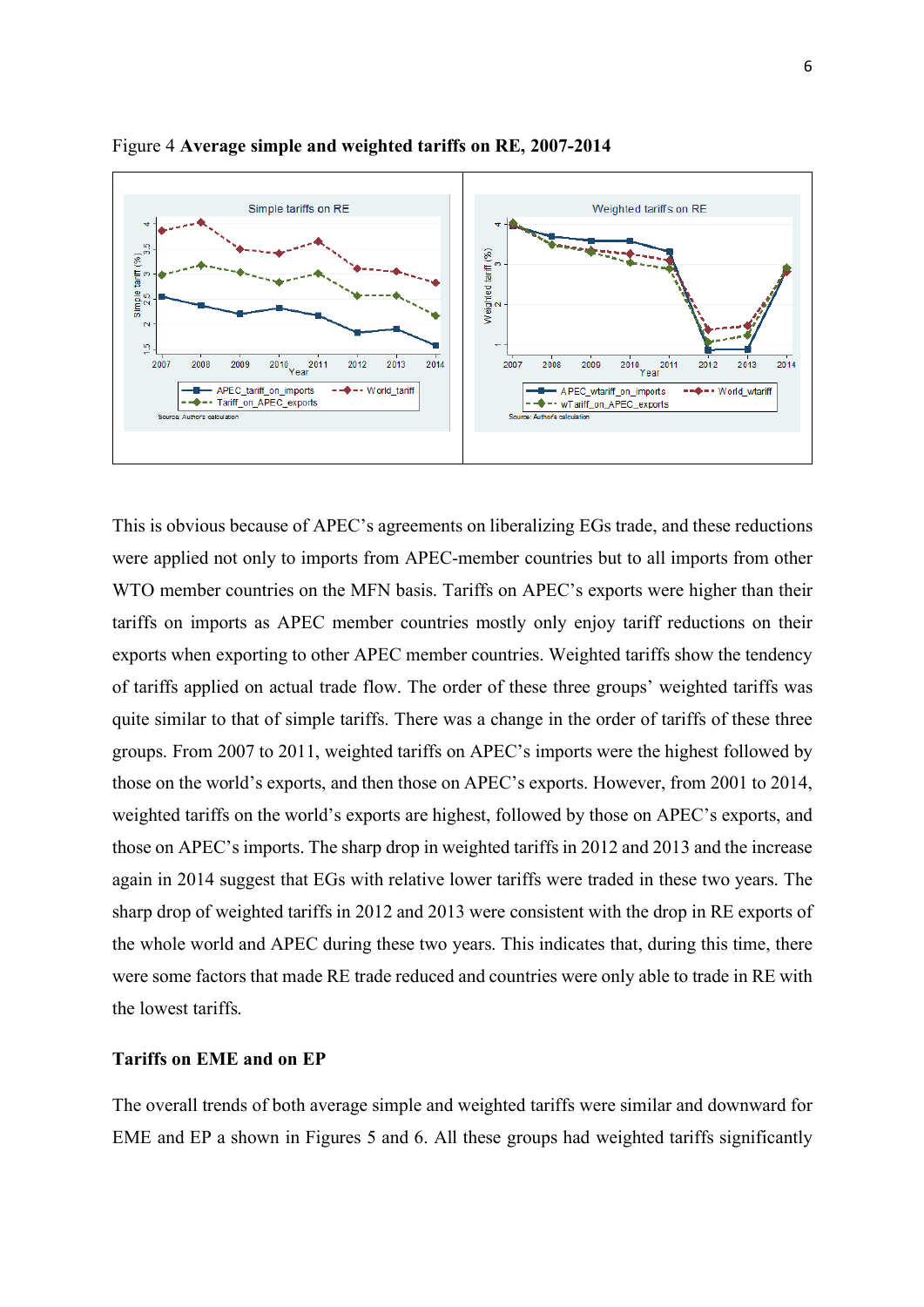Figure 4 **Average simple and weighted tariffs on RE, 2007-2014**

This is obvious because of APEC's agreements on liberalizing EGs trade, and these reductions were applied not only to imports from APEC-member countries but to all imports from other WTO member countries on the MFN basis. Tariffs on APEC's exports were higher than their tariffs on imports as APEC member countries mostly only enjoy tariff reductions on their exports when exporting to other APEC member countries. Weighted tariffs show the tendency of tariffs applied on actual trade flow. The order of these three groups' weighted tariffs was quite similar to that of simple tariffs. There was a change in the order of tariffs of these three groups. From 2007 to 2011, weighted tariffs on APEC's imports were the highest followed by those on the world's exports, and then those on APEC's exports. However, from 2001 to 2014, weighted tariffs on the world's exports are highest, followed by those on APEC's exports, and those on APEC's imports. The sharp drop in weighted tariffs in 2012 and 2013 and the increase again in 2014 suggest that EGs with relative lower tariffs were traded in these two years. The sharp drop of weighted tariffs in 2012 and 2013 were consistent with the drop in RE exports of the whole world and APEC during these two years. This indicates that, during this time, there were some factors that made RE trade reduced and countries were only able to trade in RE with the lowest tariffs.

**Tariffs on EME and on EP**

The overall trends of both average simple and weighted tariffs were similar and downward for EME and EP a shown in Figures 5 and 6. All these groups had weighted tariffs significantly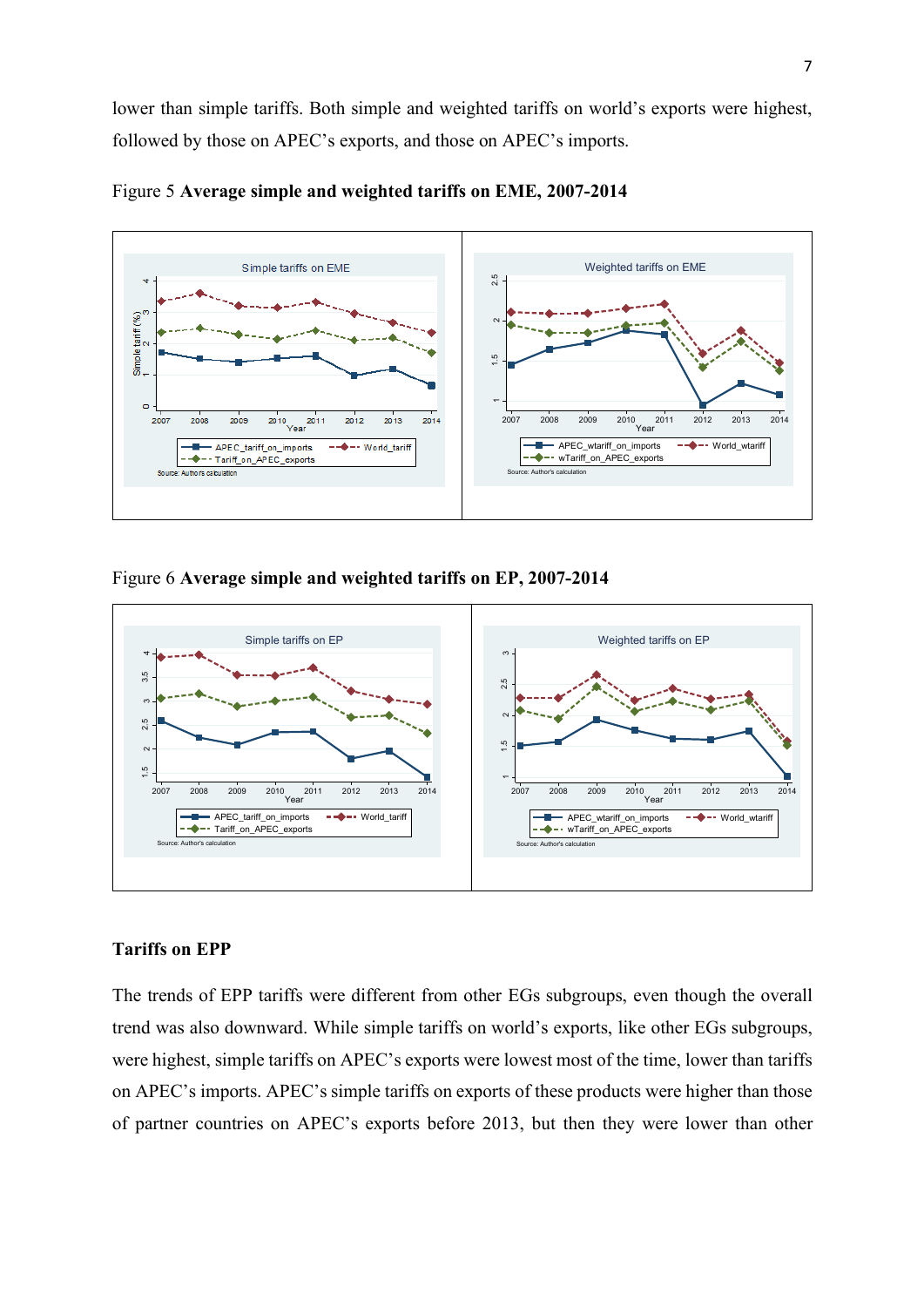lower than simple tariffs. Both simple and weighted tariffs on world's exports were highest, followed by those on APEC's exports, and those on APEC's imports.

Figure 5 **Average simple and weighted tariffs on EME, 2007-2014**

Figure 6 **Average simple and weighted tariffs on EP, 2007-2014**

### Tariffs on EPP

The trends of EPP tariffs were different from other EGs subgroups, even though the overall trend was also downward. While simple tariffs on world's exports, like other EGs subgroups, were highest, simple tariffs on APEC's exports were lowest most of the time, lower than tariffs on APEC's imports. APEC's simple tariffs on exports of these products were higher than those of partner countries on APEC's exports before 2013, but then they were lower than other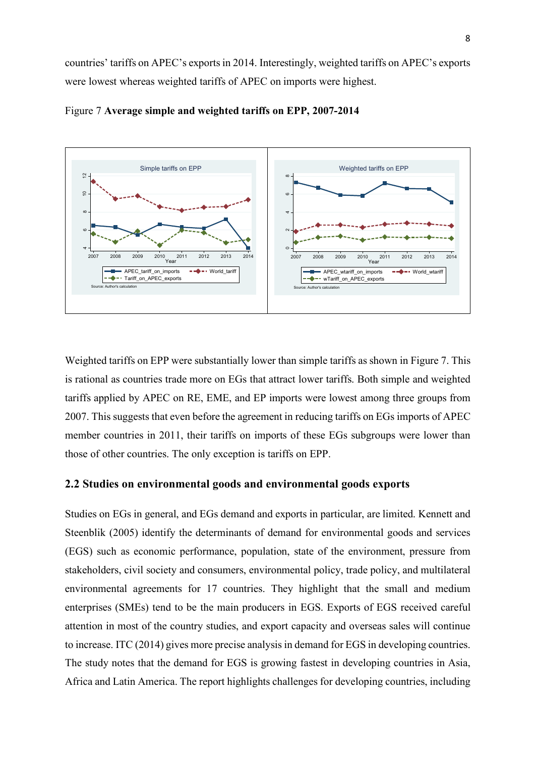countries' tariffs on APEC's exports in 2014. Interestingly, weighted tariffs on APEC's exports were lowest whereas weighted tariffs of APEC on imports were highest.

Figure 7 **Average simple and weighted tariffs on EPP, 2007-2014**

Weighted tariffs on EPP were substantially lower than simple tariffs as shown in Figure 7. This is rational as countries trade more on EGs that attract lower tariffs. Both simple and weighted tariffs applied by APEC on RE, EME, and EP imports were lowest among three groups from 2007. This suggests that even before the agreement in reducing tariffs on EGs imports of APEC member countries in 2011, their tariffs on imports of these EGs subgroups were lower than those of other countries. The only exception is tariffs on EPP.

## 2.2 Studies on environmental goods and environmental goods exports

Studies on EGs in general, and EGs demand and exports in particular, are limited. Kennett and Steenblik (2005) identify the determinants of demand for environmental goods and services (EGS) such as economic performance, population, state of the environment, pressure from stakeholders, civil society and consumers, environmental policy, trade policy, and multilateral environmental agreements for 17 countries. They highlight that the small and medium enterprises (SMEs) tend to be the main producers in EGS. Exports of EGS received careful attention in most of the country studies, and export capacity and overseas sales will continue to increase. ITC (2014) gives more precise analysis in demand for EGS in developing countries. The study notes that the demand for EGS is growing fastest in developing countries in Asia, Africa and Latin America. The report highlights challenges for developing countries, including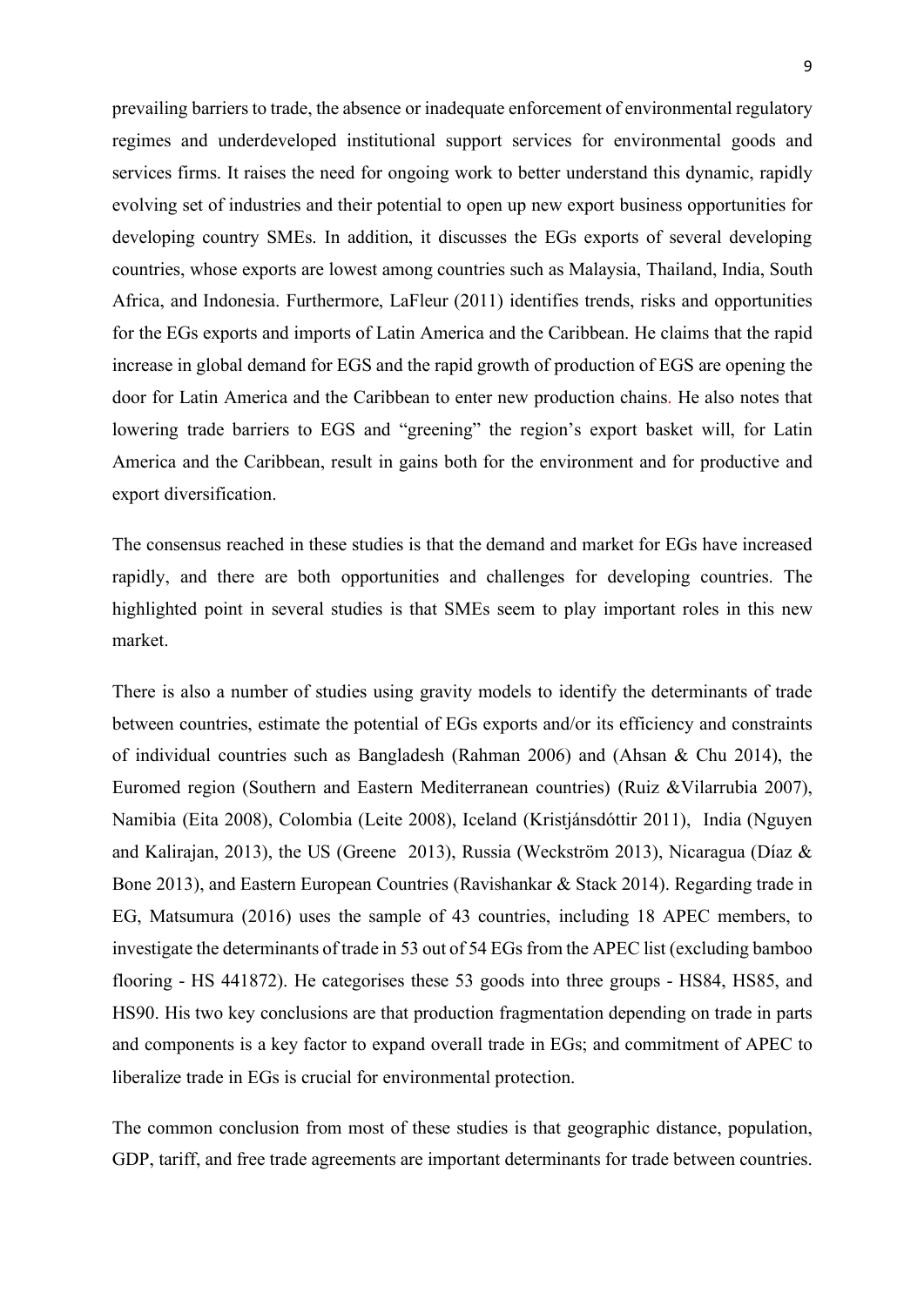prevailing barriers to trade, the absence or inadequate enforcement of environmental regulatory regimes and underdeveloped institutional support services for environmental goods and services firms. It raises the need for ongoing work to better understand this dynamic, rapidly evolving set of industries and their potential to open up new export business opportunities for developing country SMEs. In addition, it discusses the EGs exports of several developing countries, whose exports are lowest among countries such as Malaysia, Thailand, India, South Africa, and Indonesia. Furthermore, LaFleur (2011) identifies trends, risks and opportunities for the EGs exports and imports of Latin America and the Caribbean. He claims that the rapid increase in global demand for EGS and the rapid growth of production of EGS are opening the door for Latin America and the Caribbean to enter new production chains. He also notes that lowering trade barriers to EGS and "greening" the region's export basket will, for Latin America and the Caribbean, result in gains both for the environment and for productive and export diversification.

The consensus reached in these studies is that the demand and market for EGs have increased rapidly, and there are both opportunities and challenges for developing countries. The highlighted point in several studies is that SMEs seem to play important roles in this new market.

There is also a number of studies using gravity models to identify the determinants of trade between countries, estimate the potential of EGs exports and/or its efficiency and constraints of individual countries such as Bangladesh (Rahman 2006) and (Ahsan & Chu 2014), the Euromed region (Southern and Eastern Mediterranean countries) (Ruiz &Vilarrubia 2007), Namibia (Eita 2008), Colombia (Leite 2008), Iceland (Kristjánsdóttir 2011), India (Nguyen and Kalirajan, 2013), the US (Greene 2013), Russia (Weckström 2013), Nicaragua (Díaz & Bone 2013), and Eastern European Countries (Ravishankar & Stack 2014). Regarding trade in EG, Matsumura (2016) uses the sample of 43 countries, including 18 APEC members, to investigate the determinants of trade in 53 out of 54 EGs from the APEC list (excluding bamboo flooring - HS 441872). He categorises these 53 goods into three groups - HS84, HS85, and HS90. His two key conclusions are that production fragmentation depending on trade in parts and components is a key factor to expand overall trade in EGs; and commitment of APEC to liberalize trade in EGs is crucial for environmental protection.

The common conclusion from most of these studies is that geographic distance, population, GDP, tariff, and free trade agreements are important determinants for trade between countries.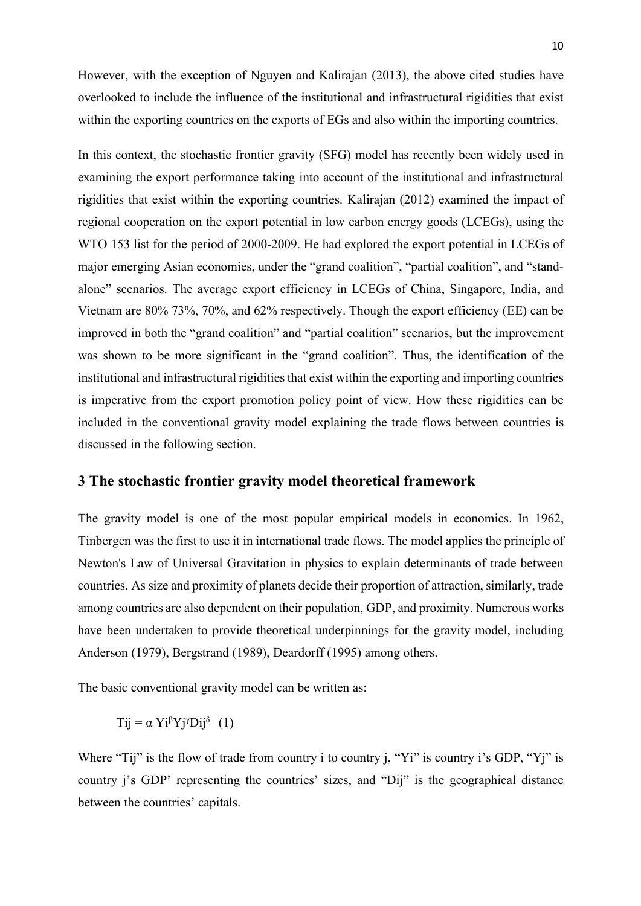However, with the exception of Nguyen and Kalirajan (2013), the above cited studies have overlooked to include the influence of the institutional and infrastructural rigidities that exist within the exporting countries on the exports of EGs and also within the importing countries.

In this context, the stochastic frontier gravity (SFG) model has recently been widely used in examining the export performance taking into account of the institutional and infrastructural rigidities that exist within the exporting countries. Kalirajan (2012) examined the impact of regional cooperation on the export potential in low carbon energy goods (LCEGs), using the WTO 153 list for the period of 2000-2009. He had explored the export potential in LCEGs of major emerging Asian economies, under the "grand coalition", "partial coalition", and "stand-alone" scenarios. The average export efficiency in LCEGs of China, Singapore, India, and Vietnam are 80% 73%, 70%, and 62% respectively. Though the export efficiency (EE) can be improved in both the "grand coalition" and "partial coalition" scenarios, but the improvement was shown to be more significant in the "grand coalition". Thus, the identification of the institutional and infrastructural rigidities that exist within the exporting and importing countries is imperative from the export promotion policy point of view. How these rigidities can be included in the conventional gravity model explaining the trade flows between countries is discussed in the following section.

## 3 The stochastic frontier gravity model theoretical framework

The gravity model is one of the most popular empirical models in economics. In 1962, Tinbergen was the first to use it in international trade flows. The model applies the principle of Newton's Law of Universal Gravitation in physics to explain determinants of trade between countries. As size and proximity of planets decide their proportion of attraction, similarly, trade among countries are also dependent on their population, GDP, and proximity. Numerous works have been undertaken to provide theoretical underpinnings for the gravity model, including Anderson (1979), Bergstrand (1989), Deardorff (1995) among others.

The basic conventional gravity model can be written as:

$$T_{ij} = \alpha \, Y_i^{\beta} Y_j^{\gamma} D_{ij}^{\delta} \quad (1)$$

Where "$T_{ij}$" is the flow of trade from country i to country j, "$Y_i$" is country i's GDP, "$Y_j$" is country j's GDP' representing the countries' sizes, and "$D_{ij}$" is the geographical distance between the countries' capitals.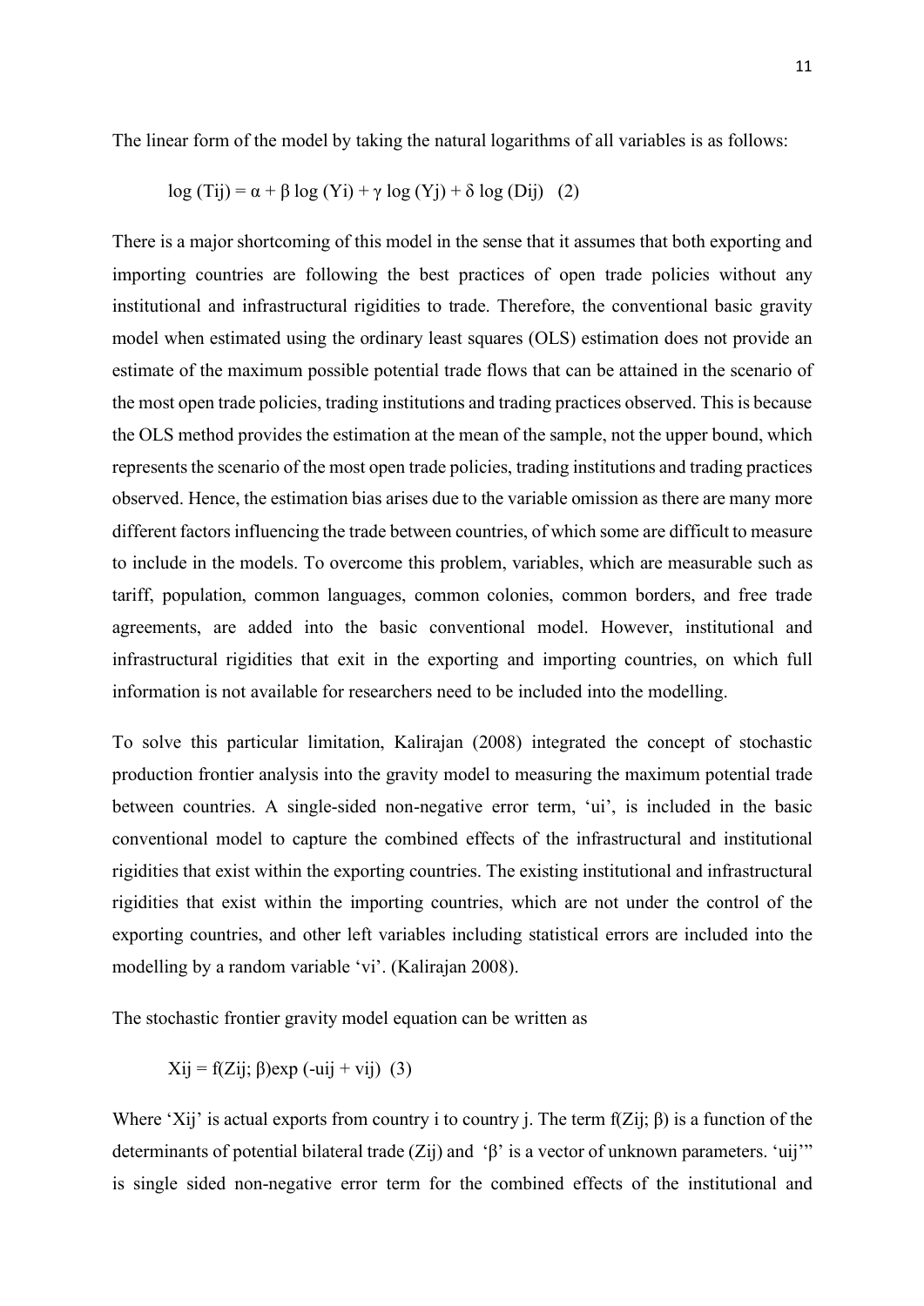The linear form of the model by taking the natural logarithms of all variables is as follows:

$$\log(T_{ij}) = \alpha + \beta \log(Y_i) + \gamma \log(Y_j) + \delta \log(D_{ij}) \quad (2)$$

There is a major shortcoming of this model in the sense that it assumes that both exporting and importing countries are following the best practices of open trade policies without any institutional and infrastructural rigidities to trade. Therefore, the conventional basic gravity model when estimated using the ordinary least squares (OLS) estimation does not provide an estimate of the maximum possible potential trade flows that can be attained in the scenario of the most open trade policies, trading institutions and trading practices observed. This is because the OLS method provides the estimation at the mean of the sample, not the upper bound, which represents the scenario of the most open trade policies, trading institutions and trading practices observed. Hence, the estimation bias arises due to the variable omission as there are many more different factors influencing the trade between countries, of which some are difficult to measure to include in the models. To overcome this problem, variables, which are measurable such as tariff, population, common languages, common colonies, common borders, and free trade agreements, are added into the basic conventional model. However, institutional and infrastructural rigidities that exit in the exporting and importing countries, on which full information is not available for researchers need to be included into the modelling.

To solve this particular limitation, Kalirajan (2008) integrated the concept of stochastic production frontier analysis into the gravity model to measuring the maximum potential trade between countries. A single-sided non-negative error term, '$u_i$', is included in the basic conventional model to capture the combined effects of the infrastructural and institutional rigidities that exist within the exporting countries. The existing institutional and infrastructural rigidities that exist within the importing countries, which are not under the control of the exporting countries, and other left variables including statistical errors are included into the modelling by a random variable '$v_i$'. (Kalirajan 2008).

The stochastic frontier gravity model equation can be written as

$$X_{ij} = f(Z_{ij}; \beta)\exp(-u_{ij} + v_{ij}) \quad (3)$$

Where '$X_{ij}$' is actual exports from country i to country j. The term $f(Z_{ij}; \beta)$ is a function of the determinants of potential bilateral trade ($Z_{ij}$) and '$\beta$' is a vector of unknown parameters. '$u_{ij}$'" is single sided non-negative error term for the combined effects of the institutional and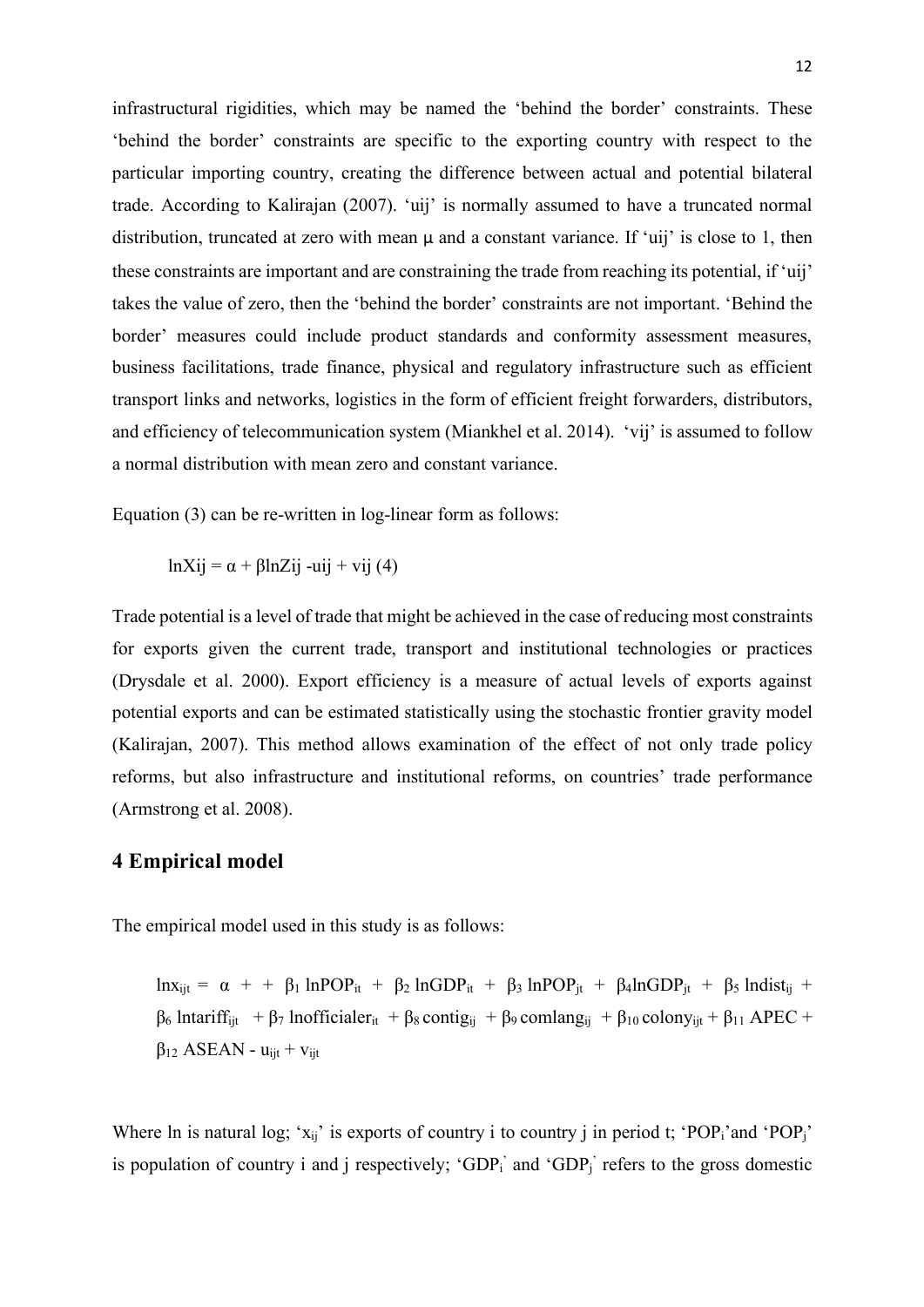infrastructural rigidities, which may be named the 'behind the border' constraints. These 'behind the border' constraints are specific to the exporting country with respect to the particular importing country, creating the difference between actual and potential bilateral trade. According to Kalirajan (2007). 'uij' is normally assumed to have a truncated normal distribution, truncated at zero with mean μ and a constant variance. If 'uij' is close to 1, then these constraints are important and are constraining the trade from reaching its potential, if 'uij' takes the value of zero, then the 'behind the border' constraints are not important. 'Behind the border' measures could include product standards and conformity assessment measures, business facilitations, trade finance, physical and regulatory infrastructure such as efficient transport links and networks, logistics in the form of efficient freight forwarders, distributors, and efficiency of telecommunication system (Miankhel et al. 2014). 'vij' is assumed to follow a normal distribution with mean zero and constant variance.

Equation (3) can be re-written in log-linear form as follows:

$$\ln Xij = \alpha + \beta \ln Zij - uij + vij \quad (4)$$

Trade potential is a level of trade that might be achieved in the case of reducing most constraints for exports given the current trade, transport and institutional technologies or practices (Drysdale et al. 2000). Export efficiency is a measure of actual levels of exports against potential exports and can be estimated statistically using the stochastic frontier gravity model (Kalirajan, 2007). This method allows examination of the effect of not only trade policy reforms, but also infrastructure and institutional reforms, on countries' trade performance (Armstrong et al. 2008).

## 4 Empirical model

The empirical model used in this study is as follows:

$$\ln x_{ijt} = \alpha + + \beta_1 \ln POP_{it} + \beta_2 \ln GDP_{it} + \beta_3 \ln POP_{jt} + \beta_4 \ln GDP_{jt} + \beta_5 \ln dist_{ij} + \beta_6 \ln tariff_{ijt} + \beta_7 \ln officialer_{it} + \beta_8 \, contig_{ij} + \beta_9 \, comlang_{ij} + \beta_{10} \, colony_{ijt} + \beta_{11} \, APEC + \beta_{12} \, ASEAN - u_{ijt} + v_{ijt}$$

Where ln is natural log; '$x_{ij}$' is exports of country i to country j in period t; '$POP_i$'and '$POP_j$' is population of country i and j respectively; '$GDP_i$' and '$GDP_j$' refers to the gross domestic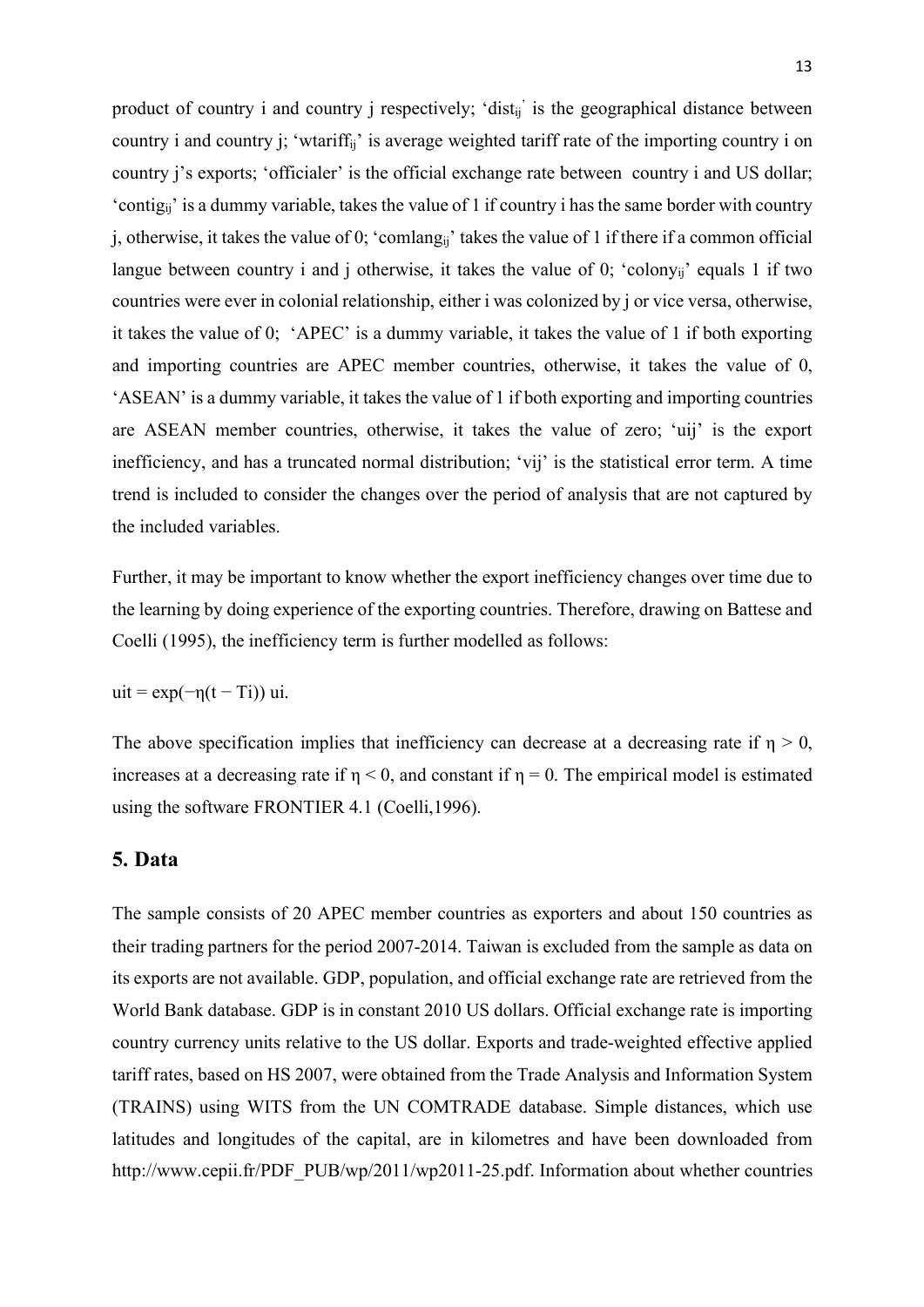product of country i and country j respectively; '$dist_{ij}$' is the geographical distance between country i and country j; '$wtariff_{ij}$' is average weighted tariff rate of the importing country i on country j's exports; 'officialer' is the official exchange rate between country i and US dollar; '$contig_{ij}$' is a dummy variable, takes the value of 1 if country i has the same border with country j, otherwise, it takes the value of 0; '$comlang_{ij}$' takes the value of 1 if there if a common official langue between country i and j otherwise, it takes the value of 0; '$colony_{ij}$' equals 1 if two countries were ever in colonial relationship, either i was colonized by j or vice versa, otherwise, it takes the value of 0; 'APEC' is a dummy variable, it takes the value of 1 if both exporting and importing countries are APEC member countries, otherwise, it takes the value of 0, 'ASEAN' is a dummy variable, it takes the value of 1 if both exporting and importing countries are ASEAN member countries, otherwise, it takes the value of zero; 'uij' is the export inefficiency, and has a truncated normal distribution; 'vij' is the statistical error term. A time trend is included to consider the changes over the period of analysis that are not captured by the included variables.

Further, it may be important to know whether the export inefficiency changes over time due to the learning by doing experience of the exporting countries. Therefore, drawing on Battese and Coelli (1995), the inefficiency term is further modelled as follows:

$$u_{it} = \exp(-\eta(t - T_i))\, u_i.$$

The above specification implies that inefficiency can decrease at a decreasing rate if $\eta > 0$, increases at a decreasing rate if $\eta < 0$, and constant if $\eta = 0$. The empirical model is estimated using the software FRONTIER 4.1 (Coelli,1996).

## 5. Data

The sample consists of 20 APEC member countries as exporters and about 150 countries as their trading partners for the period 2007-2014. Taiwan is excluded from the sample as data on its exports are not available. GDP, population, and official exchange rate are retrieved from the World Bank database. GDP is in constant 2010 US dollars. Official exchange rate is importing country currency units relative to the US dollar. Exports and trade-weighted effective applied tariff rates, based on HS 2007, were obtained from the Trade Analysis and Information System (TRAINS) using WITS from the UN COMTRADE database. Simple distances, which use latitudes and longitudes of the capital, are in kilometres and have been downloaded from http://www.cepii.fr/PDF_PUB/wp/2011/wp2011-25.pdf. Information about whether countries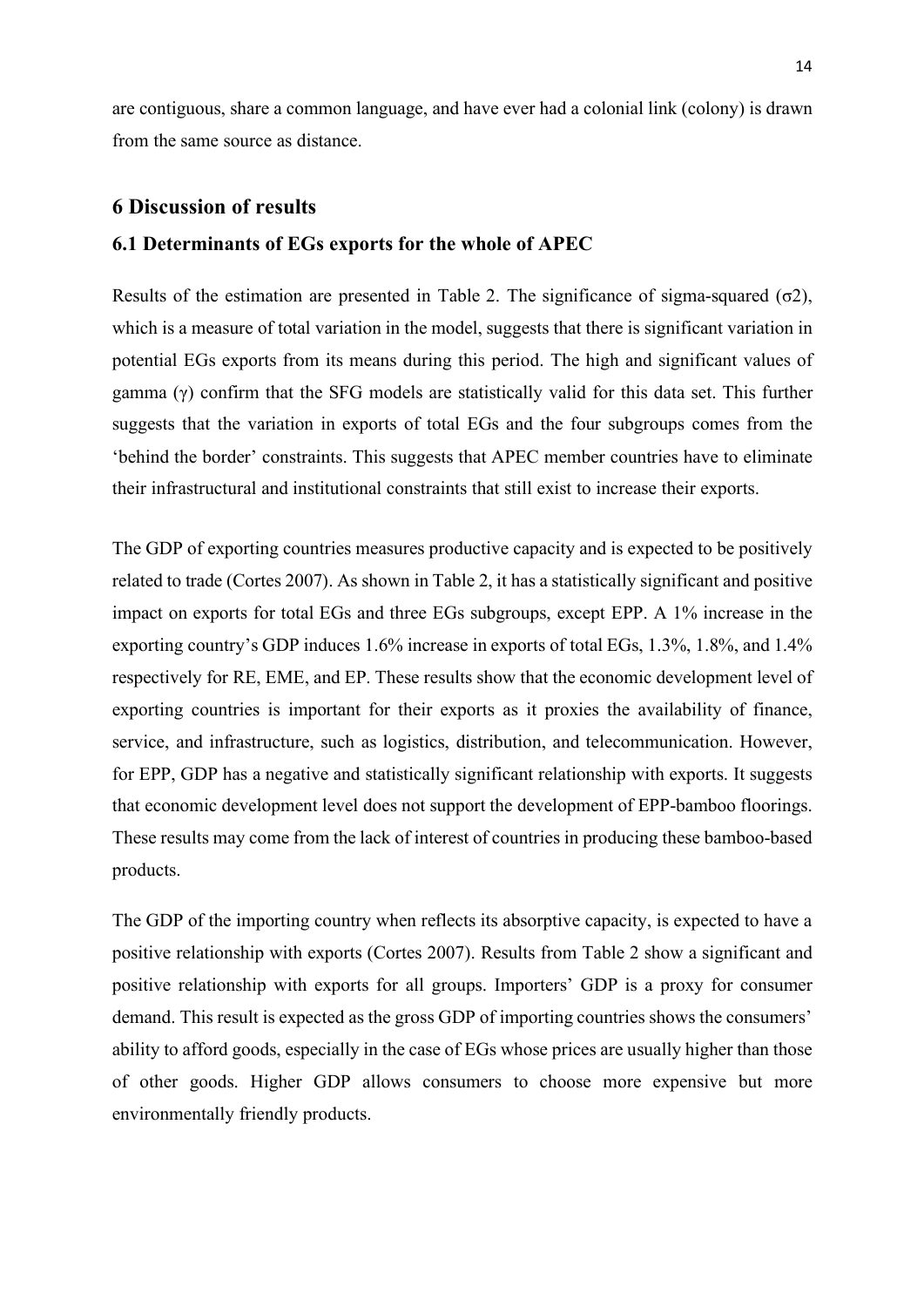are contiguous, share a common language, and have ever had a colonial link (colony) is drawn from the same source as distance.

## 6 Discussion of results

### 6.1 Determinants of EGs exports for the whole of APEC

Results of the estimation are presented in Table 2. The significance of sigma-squared (σ2), which is a measure of total variation in the model, suggests that there is significant variation in potential EGs exports from its means during this period. The high and significant values of gamma (γ) confirm that the SFG models are statistically valid for this data set. This further suggests that the variation in exports of total EGs and the four subgroups comes from the 'behind the border' constraints. This suggests that APEC member countries have to eliminate their infrastructural and institutional constraints that still exist to increase their exports.

The GDP of exporting countries measures productive capacity and is expected to be positively related to trade (Cortes 2007). As shown in Table 2, it has a statistically significant and positive impact on exports for total EGs and three EGs subgroups, except EPP. A 1% increase in the exporting country's GDP induces 1.6% increase in exports of total EGs, 1.3%, 1.8%, and 1.4% respectively for RE, EME, and EP. These results show that the economic development level of exporting countries is important for their exports as it proxies the availability of finance, service, and infrastructure, such as logistics, distribution, and telecommunication. However, for EPP, GDP has a negative and statistically significant relationship with exports. It suggests that economic development level does not support the development of EPP-bamboo floorings. These results may come from the lack of interest of countries in producing these bamboo-based products.

The GDP of the importing country when reflects its absorptive capacity, is expected to have a positive relationship with exports (Cortes 2007). Results from Table 2 show a significant and positive relationship with exports for all groups. Importers' GDP is a proxy for consumer demand. This result is expected as the gross GDP of importing countries shows the consumers' ability to afford goods, especially in the case of EGs whose prices are usually higher than those of other goods. Higher GDP allows consumers to choose more expensive but more environmentally friendly products.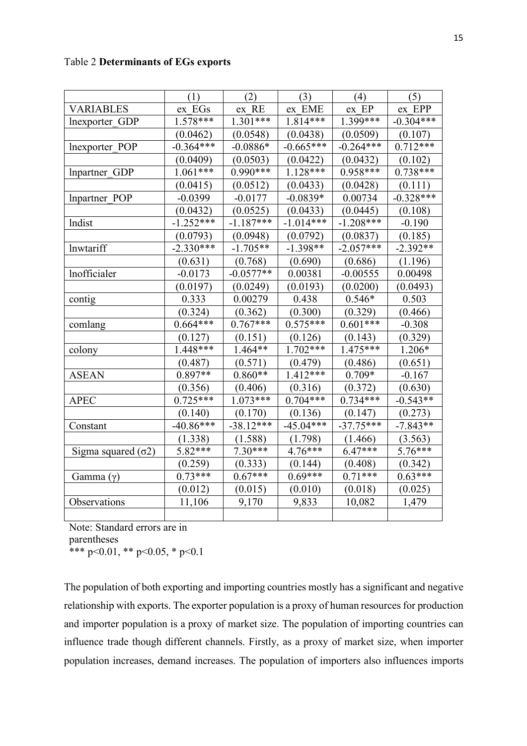Table 2 **Determinants of EGs exports**

| | (1) | (2) | (3) | (4) | (5) |
|---|---|---|---|---|---|
| VARIABLES | ex_EGs | ex_RE | ex_EME | ex_EP | ex_EPP |
| lnexporter_GDP | 1.578*** | 1.301*** | 1.814*** | 1.399*** | -0.304*** |
| | (0.0462) | (0.0548) | (0.0438) | (0.0509) | (0.107) |
| lnexporter_POP | -0.364*** | -0.0886* | -0.665*** | -0.264*** | 0.712*** |
| | (0.0409) | (0.0503) | (0.0422) | (0.0432) | (0.102) |
| lnpartner_GDP | 1.061*** | 0.990*** | 1.128*** | 0.958*** | 0.738*** |
| | (0.0415) | (0.0512) | (0.0433) | (0.0428) | (0.111) |
| lnpartner_POP | -0.0399 | -0.0177 | -0.0839* | 0.00734 | -0.328*** |
| | (0.0432) | (0.0525) | (0.0433) | (0.0445) | (0.108) |
| lndist | -1.252*** | -1.187*** | -1.014*** | -1.208*** | -0.190 |
| | (0.0793) | (0.0948) | (0.0792) | (0.0837) | (0.185) |
| lnwtariff | -2.330*** | -1.705** | -1.398** | -2.057*** | -2.392** |
| | (0.631) | (0.768) | (0.690) | (0.686) | (1.196) |
| lnofficialer | -0.0173 | -0.0577** | 0.00381 | -0.00555 | 0.00498 |
| | (0.0197) | (0.0249) | (0.0193) | (0.0200) | (0.0493) |
| contig | 0.333 | 0.00279 | 0.438 | 0.546* | 0.503 |
| | (0.324) | (0.362) | (0.300) | (0.329) | (0.466) |
| comlang | 0.664*** | 0.767*** | 0.575*** | 0.601*** | -0.308 |
| | (0.127) | (0.151) | (0.126) | (0.143) | (0.329) |
| colony | 1.448*** | 1.464** | 1.702*** | 1.475*** | 1.206* |
| | (0.487) | (0.571) | (0.479) | (0.486) | (0.651) |
| ASEAN | 0.897** | 0.860** | 1.412*** | 0.709* | -0.167 |
| | (0.356) | (0.406) | (0.316) | (0.372) | (0.630) |
| APEC | 0.725*** | 1.073*** | 0.704*** | 0.734*** | -0.543** |
| | (0.140) | (0.170) | (0.136) | (0.147) | (0.273) |
| Constant | -40.86*** | -38.12*** | -45.04*** | -37.75*** | -7.843** |
| | (1.338) | (1.588) | (1.798) | (1.466) | (3.563) |
| Sigma squared ($\sigma^2$) | 5.82*** | 7.30*** | 4.76*** | 6.47*** | 5.76*** |
| | (0.259) | (0.333) | (0.144) | (0.408) | (0.342) |
| Gamma ($\gamma$) | 0.73*** | 0.67*** | 0.69*** | 0.71*** | 0.63*** |
| | (0.012) | (0.015) | (0.010) | (0.018) | (0.025) |
| Observations | 11,106 | 9,170 | 9,833 | 10,082 | 1,479 |

Note: Standard errors are in parentheses

*** $p<0.01$, ** $p<0.05$, * $p<0.1$

The population of both exporting and importing countries mostly has a significant and negative relationship with exports. The exporter population is a proxy of human resources for production and importer population is a proxy of market size. The population of importing countries can influence trade though different channels. Firstly, as a proxy of market size, when importer population increases, demand increases. The population of importers also influences imports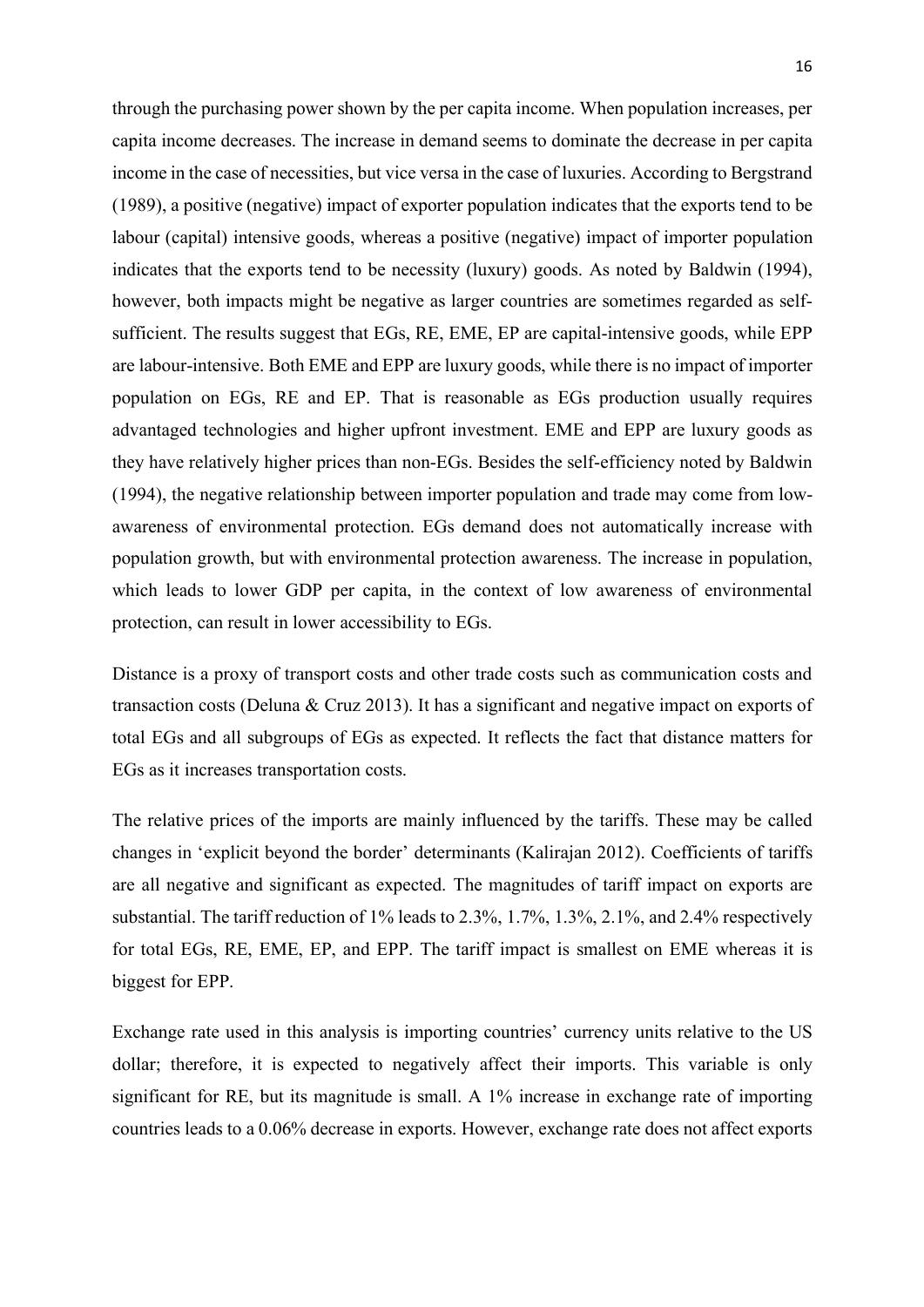through the purchasing power shown by the per capita income. When population increases, per capita income decreases. The increase in demand seems to dominate the decrease in per capita income in the case of necessities, but vice versa in the case of luxuries. According to Bergstrand (1989), a positive (negative) impact of exporter population indicates that the exports tend to be labour (capital) intensive goods, whereas a positive (negative) impact of importer population indicates that the exports tend to be necessity (luxury) goods. As noted by Baldwin (1994), however, both impacts might be negative as larger countries are sometimes regarded as self-sufficient. The results suggest that EGs, RE, EME, EP are capital-intensive goods, while EPP are labour-intensive. Both EME and EPP are luxury goods, while there is no impact of importer population on EGs, RE and EP. That is reasonable as EGs production usually requires advantaged technologies and higher upfront investment. EME and EPP are luxury goods as they have relatively higher prices than non-EGs. Besides the self-efficiency noted by Baldwin (1994), the negative relationship between importer population and trade may come from low-awareness of environmental protection. EGs demand does not automatically increase with population growth, but with environmental protection awareness. The increase in population, which leads to lower GDP per capita, in the context of low awareness of environmental protection, can result in lower accessibility to EGs.

Distance is a proxy of transport costs and other trade costs such as communication costs and transaction costs (Deluna & Cruz 2013). It has a significant and negative impact on exports of total EGs and all subgroups of EGs as expected. It reflects the fact that distance matters for EGs as it increases transportation costs.

The relative prices of the imports are mainly influenced by the tariffs. These may be called changes in 'explicit beyond the border' determinants (Kalirajan 2012). Coefficients of tariffs are all negative and significant as expected. The magnitudes of tariff impact on exports are substantial. The tariff reduction of 1% leads to 2.3%, 1.7%, 1.3%, 2.1%, and 2.4% respectively for total EGs, RE, EME, EP, and EPP. The tariff impact is smallest on EME whereas it is biggest for EPP.

Exchange rate used in this analysis is importing countries' currency units relative to the US dollar; therefore, it is expected to negatively affect their imports. This variable is only significant for RE, but its magnitude is small. A 1% increase in exchange rate of importing countries leads to a 0.06% decrease in exports. However, exchange rate does not affect exports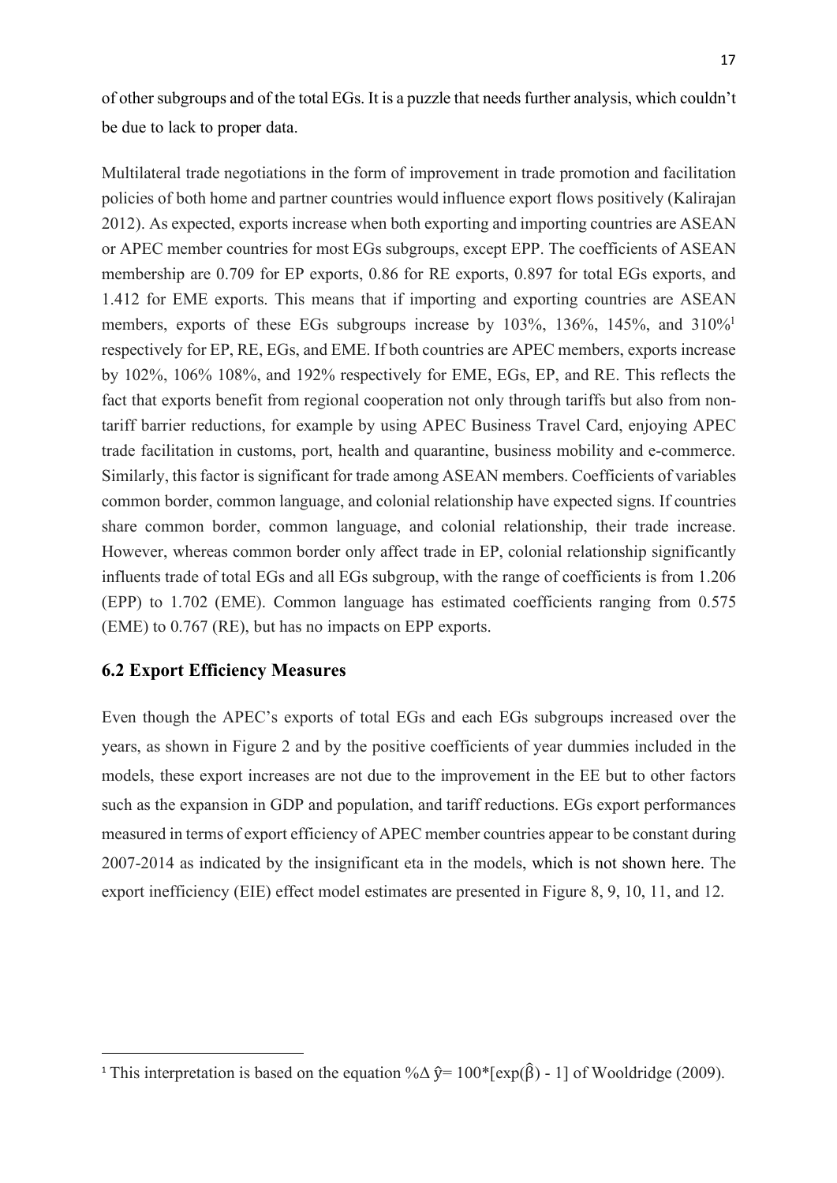of other subgroups and of the total EGs. It is a puzzle that needs further analysis, which couldn't be due to lack to proper data.

Multilateral trade negotiations in the form of improvement in trade promotion and facilitation policies of both home and partner countries would influence export flows positively (Kalirajan 2012). As expected, exports increase when both exporting and importing countries are ASEAN or APEC member countries for most EGs subgroups, except EPP. The coefficients of ASEAN membership are 0.709 for EP exports, 0.86 for RE exports, 0.897 for total EGs exports, and 1.412 for EME exports. This means that if importing and exporting countries are ASEAN members, exports of these EGs subgroups increase by 103%, 136%, 145%, and 310%[1] respectively for EP, RE, EGs, and EME. If both countries are APEC members, exports increase by 102%, 106% 108%, and 192% respectively for EME, EGs, EP, and RE. This reflects the fact that exports benefit from regional cooperation not only through tariffs but also from non-tariff barrier reductions, for example by using APEC Business Travel Card, enjoying APEC trade facilitation in customs, port, health and quarantine, business mobility and e-commerce. Similarly, this factor is significant for trade among ASEAN members. Coefficients of variables common border, common language, and colonial relationship have expected signs. If countries share common border, common language, and colonial relationship, their trade increase. However, whereas common border only affect trade in EP, colonial relationship significantly influents trade of total EGs and all EGs subgroup, with the range of coefficients is from 1.206 (EPP) to 1.702 (EME). Common language has estimated coefficients ranging from 0.575 (EME) to 0.767 (RE), but has no impacts on EPP exports.

## 6.2 Export Efficiency Measures

Even though the APEC's exports of total EGs and each EGs subgroups increased over the years, as shown in Figure 2 and by the positive coefficients of year dummies included in the models, these export increases are not due to the improvement in the EE but to other factors such as the expansion in GDP and population, and tariff reductions. EGs export performances measured in terms of export efficiency of APEC member countries appear to be constant during 2007-2014 as indicated by the insignificant eta in the models, which is not shown here. The export inefficiency (EIE) effect model estimates are presented in Figure 8, 9, 10, 11, and 12.

---

[1] This interpretation is based on the equation $\%\Delta \hat{y} = 100*[\exp(\hat{\beta}) - 1]$ of Wooldridge (2009).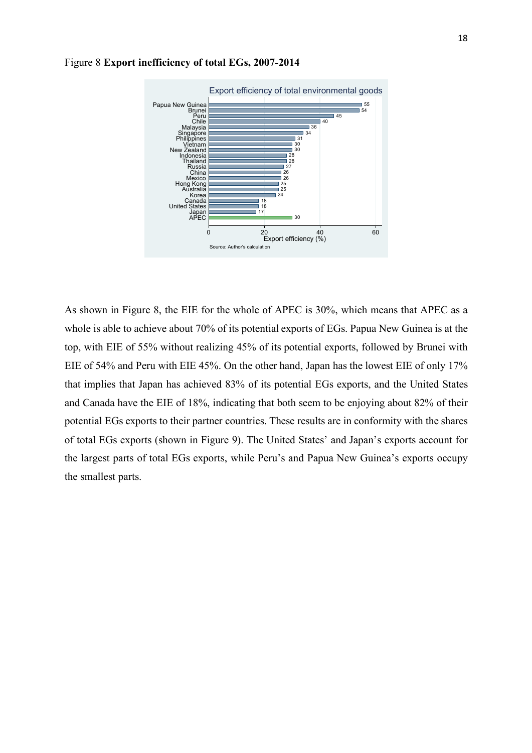Figure 8 **Export inefficiency of total EGs, 2007-2014**

| Economy | Export efficiency (%) |
|---|---|
| Papua New Guinea | 55 |
| Brunei | 54 |
| Peru | 45 |
| Chile | 40 |
| Malaysia | 36 |
| Singapore | 34 |
| Philippines | 31 |
| Vietnam | 30 |
| New Zealand | 30 |
| Indonesia | 28 |
| Thailand | 28 |
| Russia | 27 |
| China | 26 |
| Mexico | 26 |
| Hong Kong | 25 |
| Australia | 25 |
| Korea | 24 |
| Canada | 18 |
| United States | 18 |
| Japan | 17 |
| APEC | 30 |

Export efficiency of total environmental goods

Source: Author's calculation

As shown in Figure 8, the EIE for the whole of APEC is 30%, which means that APEC as a whole is able to achieve about 70% of its potential exports of EGs. Papua New Guinea is at the top, with EIE of 55% without realizing 45% of its potential exports, followed by Brunei with EIE of 54% and Peru with EIE 45%. On the other hand, Japan has the lowest EIE of only 17% that implies that Japan has achieved 83% of its potential EGs exports, and the United States and Canada have the EIE of 18%, indicating that both seem to be enjoying about 82% of their potential EGs exports to their partner countries. These results are in conformity with the shares of total EGs exports (shown in Figure 9). The United States' and Japan's exports account for the largest parts of total EGs exports, while Peru's and Papua New Guinea's exports occupy the smallest parts.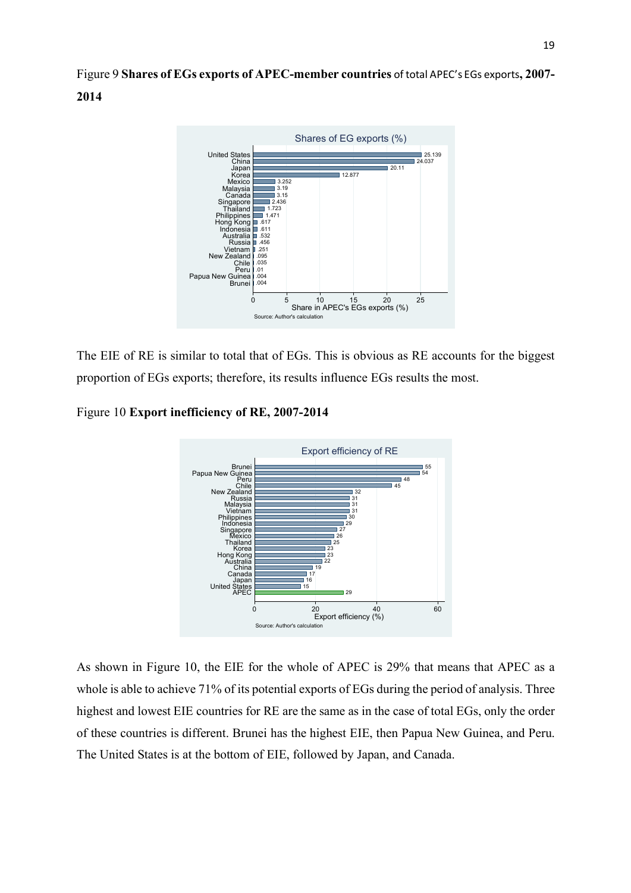Figure 9 **Shares of EGs exports of APEC-member countries** of total APEC's EGs exports**, 2007-2014**

The EIE of RE is similar to total that of EGs. This is obvious as RE accounts for the biggest proportion of EGs exports; therefore, its results influence EGs results the most.

Figure 10 **Export inefficiency of RE, 2007-2014**

As shown in Figure 10, the EIE for the whole of APEC is 29% that means that APEC as a whole is able to achieve 71% of its potential exports of EGs during the period of analysis. Three highest and lowest EIE countries for RE are the same as in the case of total EGs, only the order of these countries is different. Brunei has the highest EIE, then Papua New Guinea, and Peru. The United States is at the bottom of EIE, followed by Japan, and Canada.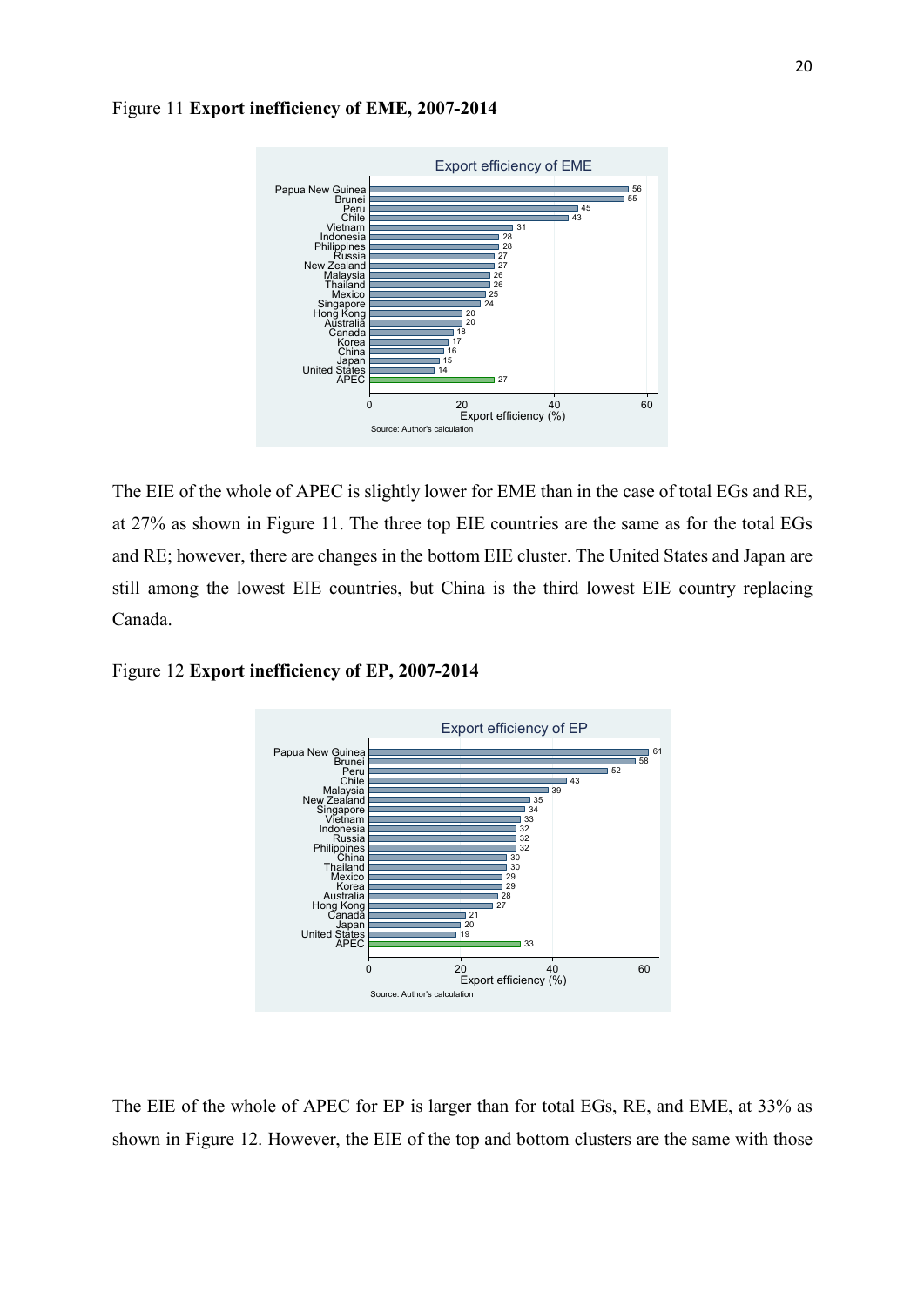Figure 11 **Export inefficiency of EME, 2007-2014**

The EIE of the whole of APEC is slightly lower for EME than in the case of total EGs and RE, at 27% as shown in Figure 11. The three top EIE countries are the same as for the total EGs and RE; however, there are changes in the bottom EIE cluster. The United States and Japan are still among the lowest EIE countries, but China is the third lowest EIE country replacing Canada.

Figure 12 **Export inefficiency of EP, 2007-2014**

The EIE of the whole of APEC for EP is larger than for total EGs, RE, and EME, at 33% as shown in Figure 12. However, the EIE of the top and bottom clusters are the same with those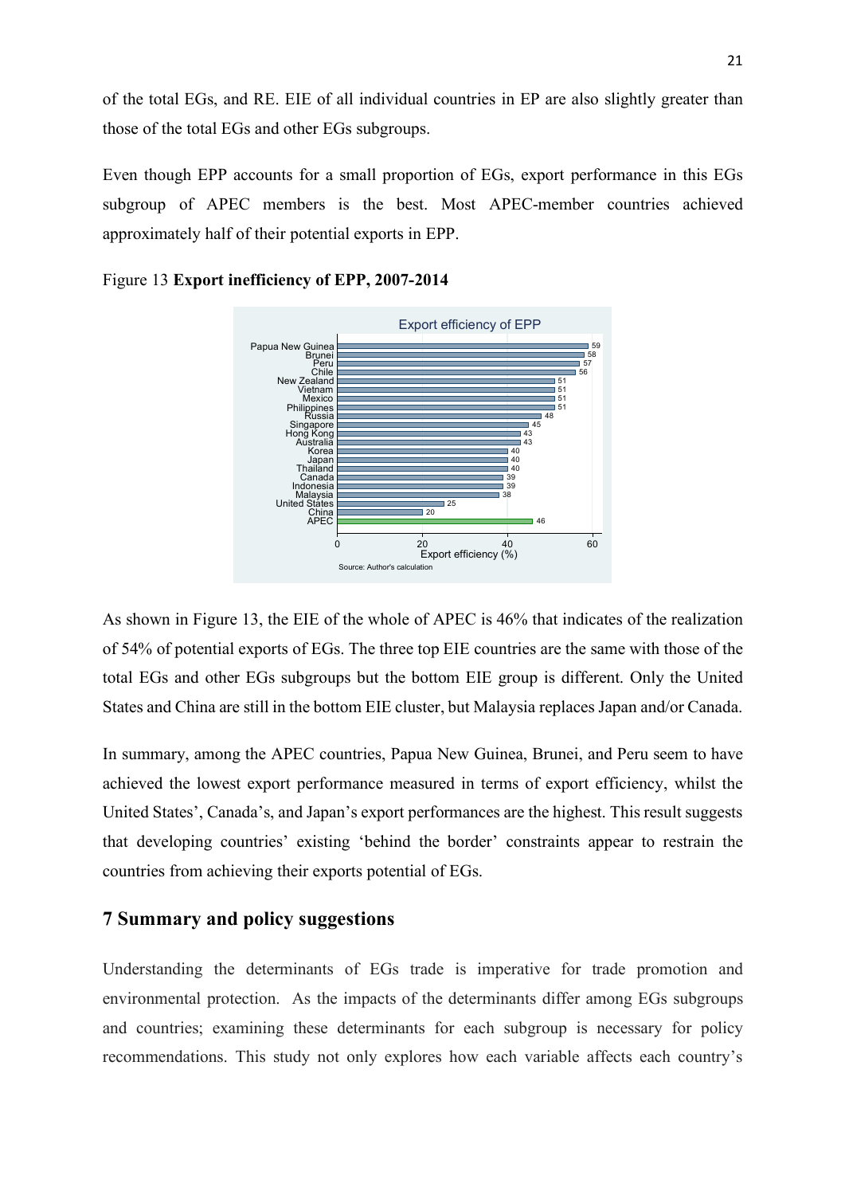of the total EGs, and RE. EIE of all individual countries in EP are also slightly greater than those of the total EGs and other EGs subgroups.

Even though EPP accounts for a small proportion of EGs, export performance in this EGs subgroup of APEC members is the best. Most APEC-member countries achieved approximately half of their potential exports in EPP.

Figure 13 **Export inefficiency of EPP, 2007-2014**

As shown in Figure 13, the EIE of the whole of APEC is 46% that indicates of the realization of 54% of potential exports of EGs. The three top EIE countries are the same with those of the total EGs and other EGs subgroups but the bottom EIE group is different. Only the United States and China are still in the bottom EIE cluster, but Malaysia replaces Japan and/or Canada.

In summary, among the APEC countries, Papua New Guinea, Brunei, and Peru seem to have achieved the lowest export performance measured in terms of export efficiency, whilst the United States', Canada's, and Japan's export performances are the highest. This result suggests that developing countries' existing 'behind the border' constraints appear to restrain the countries from achieving their exports potential of EGs.

## 7 Summary and policy suggestions

Understanding the determinants of EGs trade is imperative for trade promotion and environmental protection. As the impacts of the determinants differ among EGs subgroups and countries; examining these determinants for each subgroup is necessary for policy recommendations. This study not only explores how each variable affects each country's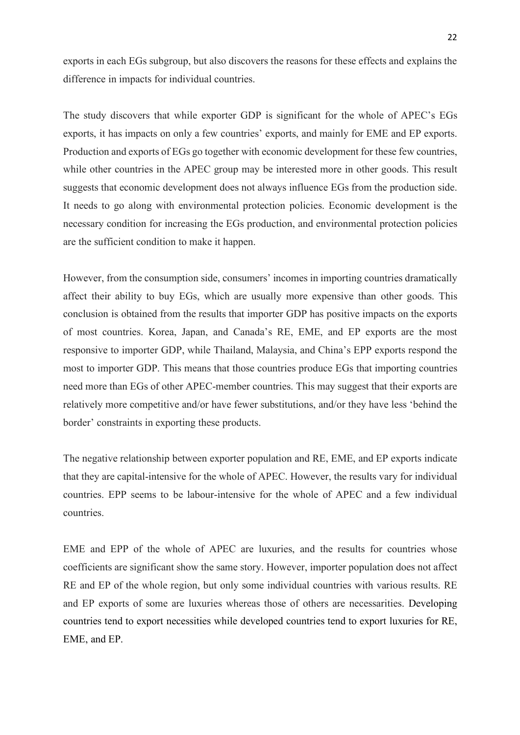exports in each EGs subgroup, but also discovers the reasons for these effects and explains the difference in impacts for individual countries.

The study discovers that while exporter GDP is significant for the whole of APEC's EGs exports, it has impacts on only a few countries' exports, and mainly for EME and EP exports. Production and exports of EGs go together with economic development for these few countries, while other countries in the APEC group may be interested more in other goods. This result suggests that economic development does not always influence EGs from the production side. It needs to go along with environmental protection policies. Economic development is the necessary condition for increasing the EGs production, and environmental protection policies are the sufficient condition to make it happen.

However, from the consumption side, consumers' incomes in importing countries dramatically affect their ability to buy EGs, which are usually more expensive than other goods. This conclusion is obtained from the results that importer GDP has positive impacts on the exports of most countries. Korea, Japan, and Canada's RE, EME, and EP exports are the most responsive to importer GDP, while Thailand, Malaysia, and China's EPP exports respond the most to importer GDP. This means that those countries produce EGs that importing countries need more than EGs of other APEC-member countries. This may suggest that their exports are relatively more competitive and/or have fewer substitutions, and/or they have less 'behind the border' constraints in exporting these products.

The negative relationship between exporter population and RE, EME, and EP exports indicate that they are capital-intensive for the whole of APEC. However, the results vary for individual countries. EPP seems to be labour-intensive for the whole of APEC and a few individual countries.

EME and EPP of the whole of APEC are luxuries, and the results for countries whose coefficients are significant show the same story. However, importer population does not affect RE and EP of the whole region, but only some individual countries with various results. RE and EP exports of some are luxuries whereas those of others are necessarities. Developing countries tend to export necessities while developed countries tend to export luxuries for RE, EME, and EP.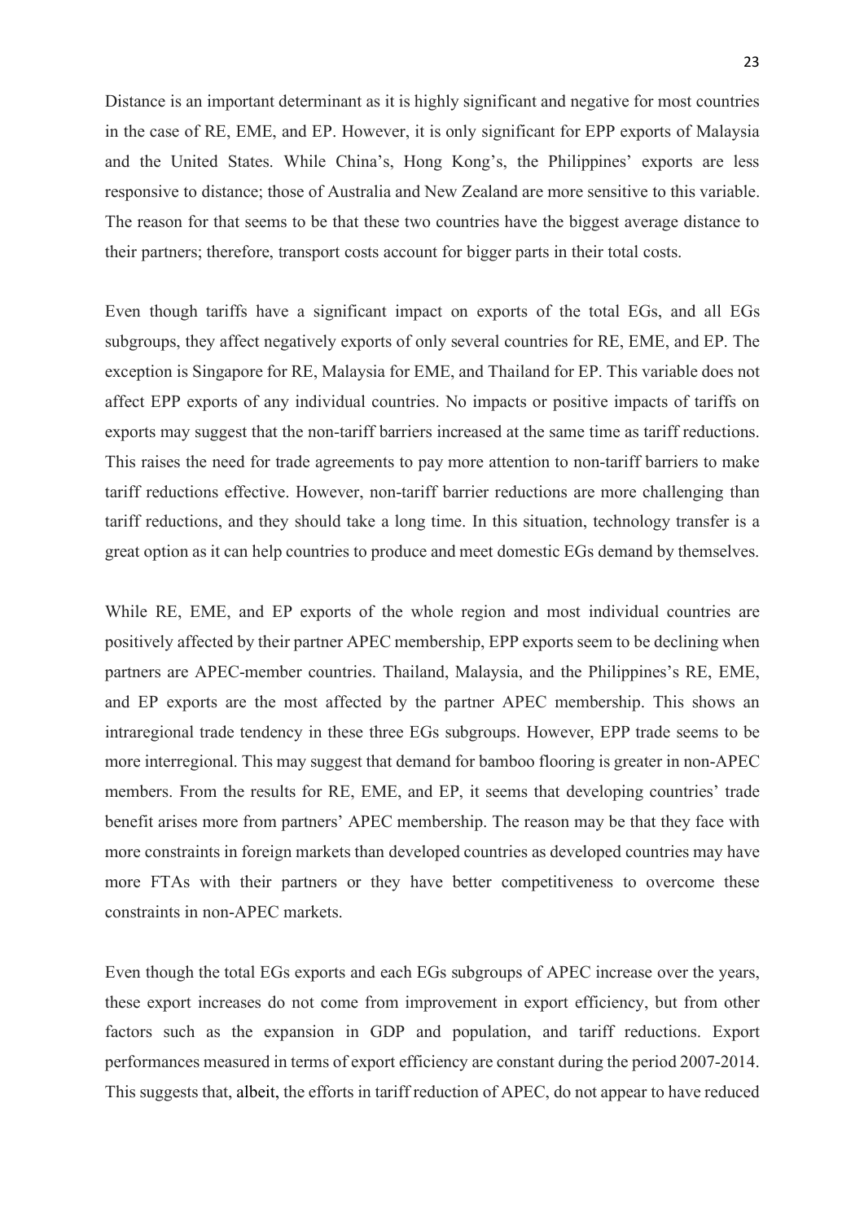Distance is an important determinant as it is highly significant and negative for most countries in the case of RE, EME, and EP. However, it is only significant for EPP exports of Malaysia and the United States. While China's, Hong Kong's, the Philippines' exports are less responsive to distance; those of Australia and New Zealand are more sensitive to this variable. The reason for that seems to be that these two countries have the biggest average distance to their partners; therefore, transport costs account for bigger parts in their total costs.

Even though tariffs have a significant impact on exports of the total EGs, and all EGs subgroups, they affect negatively exports of only several countries for RE, EME, and EP. The exception is Singapore for RE, Malaysia for EME, and Thailand for EP. This variable does not affect EPP exports of any individual countries. No impacts or positive impacts of tariffs on exports may suggest that the non-tariff barriers increased at the same time as tariff reductions. This raises the need for trade agreements to pay more attention to non-tariff barriers to make tariff reductions effective. However, non-tariff barrier reductions are more challenging than tariff reductions, and they should take a long time. In this situation, technology transfer is a great option as it can help countries to produce and meet domestic EGs demand by themselves.

While RE, EME, and EP exports of the whole region and most individual countries are positively affected by their partner APEC membership, EPP exports seem to be declining when partners are APEC-member countries. Thailand, Malaysia, and the Philippines's RE, EME, and EP exports are the most affected by the partner APEC membership. This shows an intraregional trade tendency in these three EGs subgroups. However, EPP trade seems to be more interregional. This may suggest that demand for bamboo flooring is greater in non-APEC members. From the results for RE, EME, and EP, it seems that developing countries' trade benefit arises more from partners' APEC membership. The reason may be that they face with more constraints in foreign markets than developed countries as developed countries may have more FTAs with their partners or they have better competitiveness to overcome these constraints in non-APEC markets.

Even though the total EGs exports and each EGs subgroups of APEC increase over the years, these export increases do not come from improvement in export efficiency, but from other factors such as the expansion in GDP and population, and tariff reductions. Export performances measured in terms of export efficiency are constant during the period 2007-2014. This suggests that, albeit, the efforts in tariff reduction of APEC, do not appear to have reduced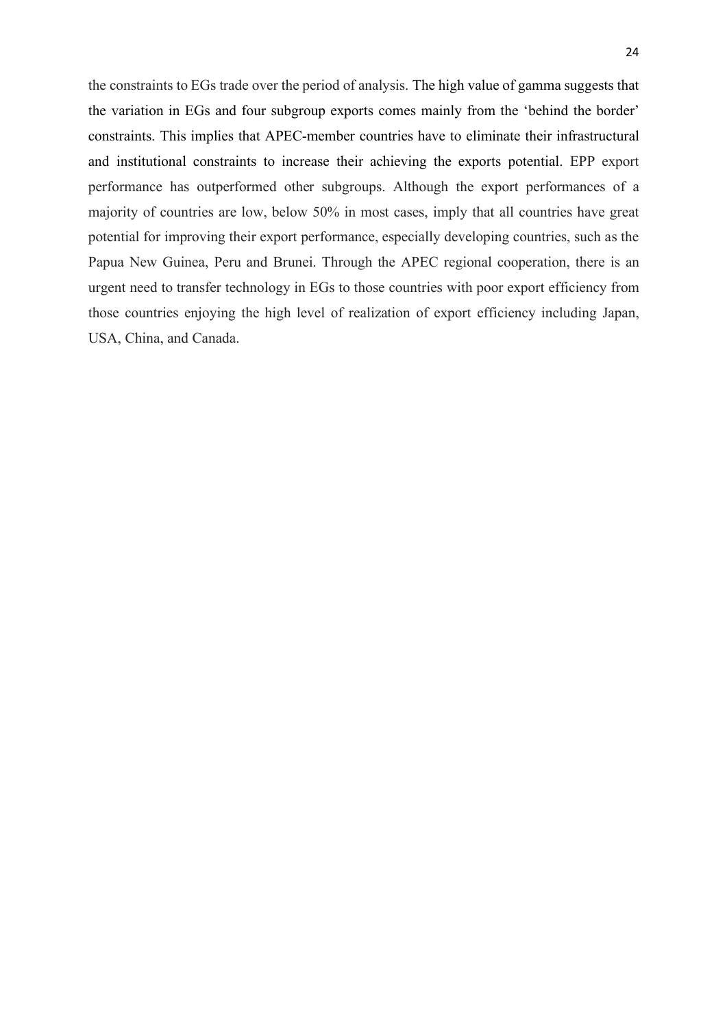the constraints to EGs trade over the period of analysis. The high value of gamma suggests that the variation in EGs and four subgroup exports comes mainly from the 'behind the border' constraints. This implies that APEC-member countries have to eliminate their infrastructural and institutional constraints to increase their achieving the exports potential. EPP export performance has outperformed other subgroups. Although the export performances of a majority of countries are low, below 50% in most cases, imply that all countries have great potential for improving their export performance, especially developing countries, such as the Papua New Guinea, Peru and Brunei. Through the APEC regional cooperation, there is an urgent need to transfer technology in EGs to those countries with poor export efficiency from those countries enjoying the high level of realization of export efficiency including Japan, USA, China, and Canada.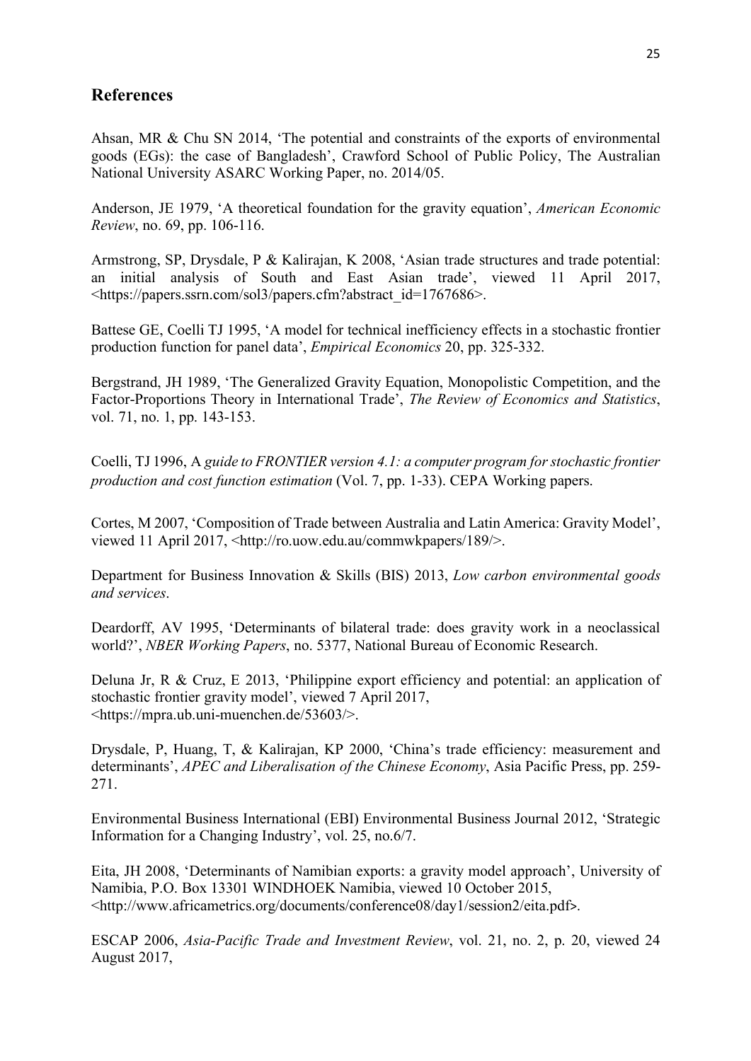## References

Ahsan, MR & Chu SN 2014, 'The potential and constraints of the exports of environmental goods (EGs): the case of Bangladesh', Crawford School of Public Policy, The Australian National University ASARC Working Paper, no. 2014/05.

Anderson, JE 1979, 'A theoretical foundation for the gravity equation', *American Economic Review*, no. 69, pp. 106-116.

Armstrong, SP, Drysdale, P & Kalirajan, K 2008, 'Asian trade structures and trade potential: an initial analysis of South and East Asian trade', viewed 11 April 2017, <https://papers.ssrn.com/sol3/papers.cfm?abstract_id=1767686>.

Battese GE, Coelli TJ 1995, 'A model for technical inefficiency effects in a stochastic frontier production function for panel data', *Empirical Economics* 20, pp. 325-332.

Bergstrand, JH 1989, 'The Generalized Gravity Equation, Monopolistic Competition, and the Factor-Proportions Theory in International Trade', *The Review of Economics and Statistics*, vol. 71, no. 1, pp. 143-153.

Coelli, TJ 1996, A *guide to FRONTIER version 4.1: a computer program for stochastic frontier production and cost function estimation* (Vol. 7, pp. 1-33). CEPA Working papers.

Cortes, M 2007, 'Composition of Trade between Australia and Latin America: Gravity Model', viewed 11 April 2017, <http://ro.uow.edu.au/commwkpapers/189/>.

Department for Business Innovation & Skills (BIS) 2013, *Low carbon environmental goods and services*.

Deardorff, AV 1995, 'Determinants of bilateral trade: does gravity work in a neoclassical world?', *NBER Working Papers*, no. 5377, National Bureau of Economic Research.

Deluna Jr, R & Cruz, E 2013, 'Philippine export efficiency and potential: an application of stochastic frontier gravity model', viewed 7 April 2017, <https://mpra.ub.uni-muenchen.de/53603/>.

Drysdale, P, Huang, T, & Kalirajan, KP 2000, 'China's trade efficiency: measurement and determinants', *APEC and Liberalisation of the Chinese Economy*, Asia Pacific Press, pp. 259-271.

Environmental Business International (EBI) Environmental Business Journal 2012, 'Strategic Information for a Changing Industry', vol. 25, no.6/7.

Eita, JH 2008, 'Determinants of Namibian exports: a gravity model approach', University of Namibia, P.O. Box 13301 WINDHOEK Namibia, viewed 10 October 2015, <http://www.africametrics.org/documents/conference08/day1/session2/eita.pdf>.

ESCAP 2006, *Asia-Pacific Trade and Investment Review*, vol. 21, no. 2, p. 20, viewed 24 August 2017,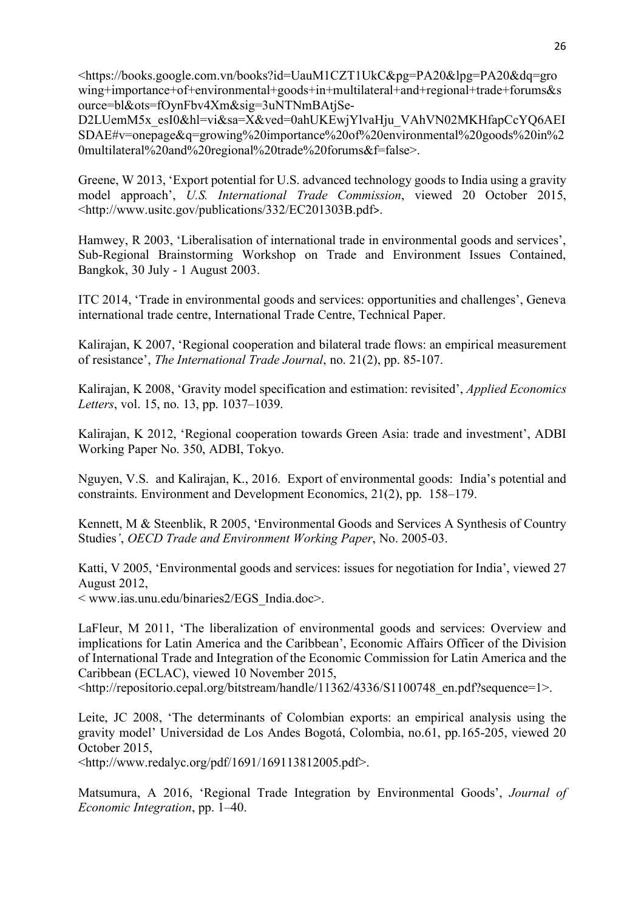<https://books.google.com.vn/books?id=UauM1CZT1UkC&pg=PA20&lpg=PA20&dq=growing+importance+of+environmental+goods+in+multilateral+and+regional+trade+forums&source=bl&ots=fOynFbv4Xm&sig=3uNTNmBAtjSe-D2LUemM5x_esI0&hl=vi&sa=X&ved=0ahUKEwjYlvaHju_VAhVN02MKHfapCcYQ6AEISDAE#v=onepage&q=growing%20importance%20of%20environmental%20goods%20in%20multilateral%20and%20regional%20trade%20forums&f=false>.

Greene, W 2013, 'Export potential for U.S. advanced technology goods to India using a gravity model approach', *U.S. International Trade Commission*, viewed 20 October 2015, <http://www.usitc.gov/publications/332/EC201303B.pdf>.

Hamwey, R 2003, 'Liberalisation of international trade in environmental goods and services', Sub-Regional Brainstorming Workshop on Trade and Environment Issues Contained, Bangkok, 30 July - 1 August 2003.

ITC 2014, 'Trade in environmental goods and services: opportunities and challenges', Geneva international trade centre, International Trade Centre, Technical Paper.

Kalirajan, K 2007, 'Regional cooperation and bilateral trade flows: an empirical measurement of resistance', *The International Trade Journal*, no. 21(2), pp. 85-107.

Kalirajan, K 2008, 'Gravity model specification and estimation: revisited', *Applied Economics Letters*, vol. 15, no. 13, pp. 1037–1039.

Kalirajan, K 2012, 'Regional cooperation towards Green Asia: trade and investment', ADBI Working Paper No. 350, ADBI, Tokyo.

Nguyen, V.S. and Kalirajan, K., 2016. Export of environmental goods: India's potential and constraints. Environment and Development Economics, 21(2), pp. 158–179.

Kennett, M & Steenblik, R 2005, 'Environmental Goods and Services A Synthesis of Country Studies', *OECD Trade and Environment Working Paper*, No. 2005-03.

Katti, V 2005, 'Environmental goods and services: issues for negotiation for India', viewed 27 August 2012,
< www.ias.unu.edu/binaries2/EGS_India.doc>.

LaFleur, M 2011, 'The liberalization of environmental goods and services: Overview and implications for Latin America and the Caribbean', Economic Affairs Officer of the Division of International Trade and Integration of the Economic Commission for Latin America and the Caribbean (ECLAC), viewed 10 November 2015,
<http://repositorio.cepal.org/bitstream/handle/11362/4336/S1100748_en.pdf?sequence=1>.

Leite, JC 2008, 'The determinants of Colombian exports: an empirical analysis using the gravity model' Universidad de Los Andes Bogotá, Colombia, no.61, pp.165-205, viewed 20 October 2015,
<http://www.redalyc.org/pdf/1691/169113812005.pdf>.

Matsumura, A 2016, 'Regional Trade Integration by Environmental Goods', *Journal of Economic Integration*, pp. 1–40.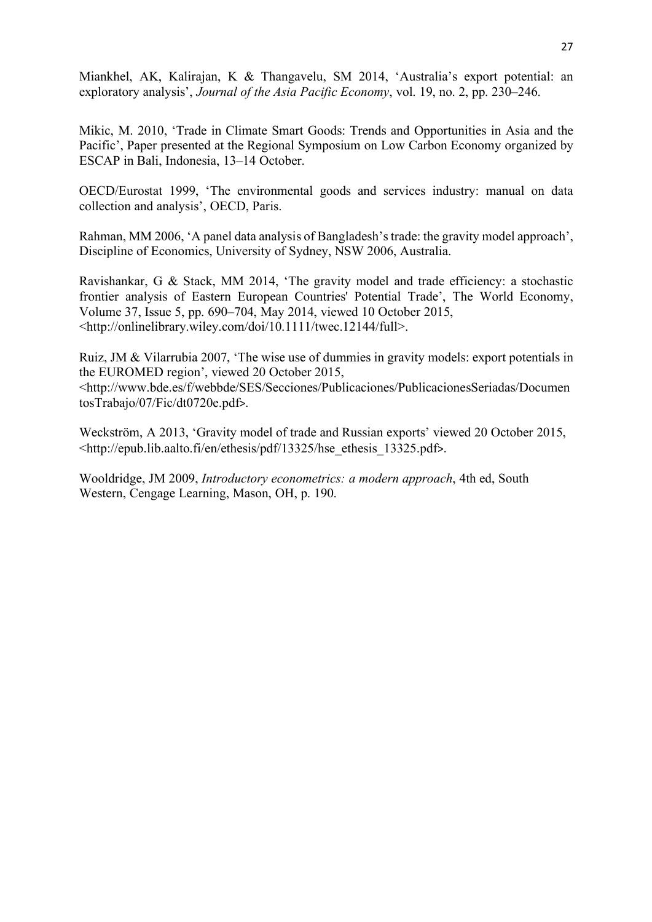Miankhel, AK, Kalirajan, K & Thangavelu, SM 2014, 'Australia's export potential: an exploratory analysis', *Journal of the Asia Pacific Economy*, vol. 19, no. 2, pp. 230–246.

Mikic, M. 2010, 'Trade in Climate Smart Goods: Trends and Opportunities in Asia and the Pacific', Paper presented at the Regional Symposium on Low Carbon Economy organized by ESCAP in Bali, Indonesia, 13–14 October.

OECD/Eurostat 1999, 'The environmental goods and services industry: manual on data collection and analysis', OECD, Paris.

Rahman, MM 2006, 'A panel data analysis of Bangladesh's trade: the gravity model approach', Discipline of Economics, University of Sydney, NSW 2006, Australia.

Ravishankar, G & Stack, MM 2014, 'The gravity model and trade efficiency: a stochastic frontier analysis of Eastern European Countries' Potential Trade', The World Economy, Volume 37, Issue 5, pp. 690–704, May 2014, viewed 10 October 2015, <http://onlinelibrary.wiley.com/doi/10.1111/twec.12144/full>.

Ruiz, JM & Vilarrubia 2007, 'The wise use of dummies in gravity models: export potentials in the EUROMED region', viewed 20 October 2015, <http://www.bde.es/f/webbde/SES/Secciones/Publicaciones/PublicacionesSeriadas/DocumentosTrabajo/07/Fic/dt0720e.pdf>.

Weckström, A 2013, 'Gravity model of trade and Russian exports' viewed 20 October 2015, <http://epub.lib.aalto.fi/en/ethesis/pdf/13325/hse_ethesis_13325.pdf>.

Wooldridge, JM 2009, *Introductory econometrics: a modern approach*, 4th ed, South Western, Cengage Learning, Mason, OH, p. 190.